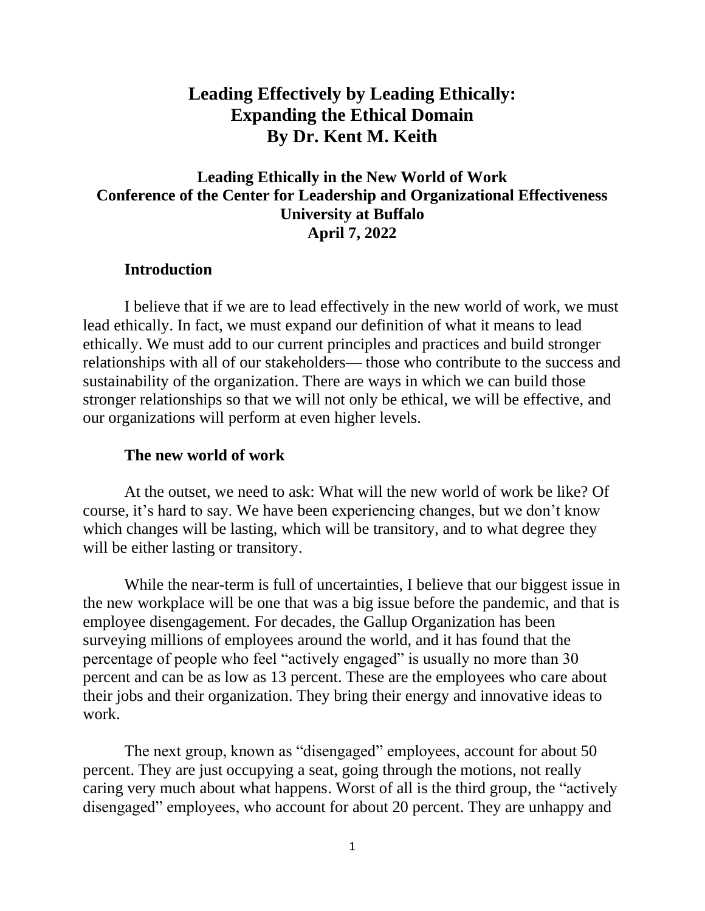# Leading Effectively by Leading Ethically: Expanding the Ethical Domain
# By Dr. Kent M. Keith

## Leading Ethically in the New World of Work
## Conference of the Center for Leadership and Organizational Effectiveness
## University at Buffalo
## April 7, 2022

### Introduction

I believe that if we are to lead effectively in the new world of work, we must lead ethically. In fact, we must expand our definition of what it means to lead ethically. We must add to our current principles and practices and build stronger relationships with all of our stakeholders— those who contribute to the success and sustainability of the organization. There are ways in which we can build those stronger relationships so that we will not only be ethical, we will be effective, and our organizations will perform at even higher levels.

### The new world of work

At the outset, we need to ask: What will the new world of work be like? Of course, it's hard to say. We have been experiencing changes, but we don't know which changes will be lasting, which will be transitory, and to what degree they will be either lasting or transitory.

While the near-term is full of uncertainties, I believe that our biggest issue in the new workplace will be one that was a big issue before the pandemic, and that is employee disengagement. For decades, the Gallup Organization has been surveying millions of employees around the world, and it has found that the percentage of people who feel "actively engaged" is usually no more than 30 percent and can be as low as 13 percent. These are the employees who care about their jobs and their organization. They bring their energy and innovative ideas to work.

The next group, known as "disengaged" employees, account for about 50 percent. They are just occupying a seat, going through the motions, not really caring very much about what happens. Worst of all is the third group, the "actively disengaged" employees, who account for about 20 percent. They are unhappy and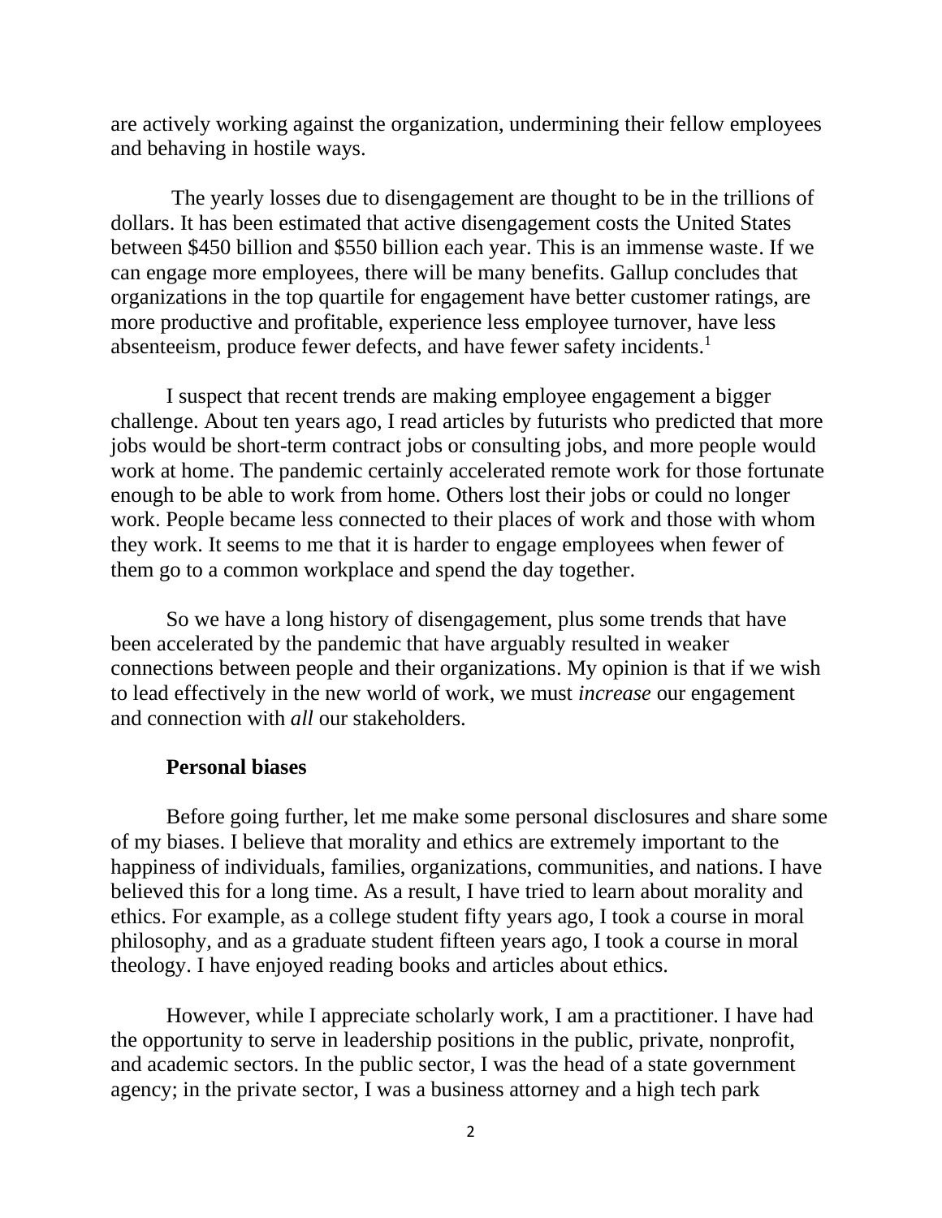are actively working against the organization, undermining their fellow employees and behaving in hostile ways.

The yearly losses due to disengagement are thought to be in the trillions of dollars. It has been estimated that active disengagement costs the United States between \$450 billion and \$550 billion each year. This is an immense waste. If we can engage more employees, there will be many benefits. Gallup concludes that organizations in the top quartile for engagement have better customer ratings, are more productive and profitable, experience less employee turnover, have less absenteeism, produce fewer defects, and have fewer safety incidents.[1]

I suspect that recent trends are making employee engagement a bigger challenge. About ten years ago, I read articles by futurists who predicted that more jobs would be short-term contract jobs or consulting jobs, and more people would work at home. The pandemic certainly accelerated remote work for those fortunate enough to be able to work from home. Others lost their jobs or could no longer work. People became less connected to their places of work and those with whom they work. It seems to me that it is harder to engage employees when fewer of them go to a common workplace and spend the day together.

So we have a long history of disengagement, plus some trends that have been accelerated by the pandemic that have arguably resulted in weaker connections between people and their organizations. My opinion is that if we wish to lead effectively in the new world of work, we must *increase* our engagement and connection with *all* our stakeholders.

**Personal biases**

Before going further, let me make some personal disclosures and share some of my biases. I believe that morality and ethics are extremely important to the happiness of individuals, families, organizations, communities, and nations. I have believed this for a long time. As a result, I have tried to learn about morality and ethics. For example, as a college student fifty years ago, I took a course in moral philosophy, and as a graduate student fifteen years ago, I took a course in moral theology. I have enjoyed reading books and articles about ethics.

However, while I appreciate scholarly work, I am a practitioner. I have had the opportunity to serve in leadership positions in the public, private, nonprofit, and academic sectors. In the public sector, I was the head of a state government agency; in the private sector, I was a business attorney and a high tech park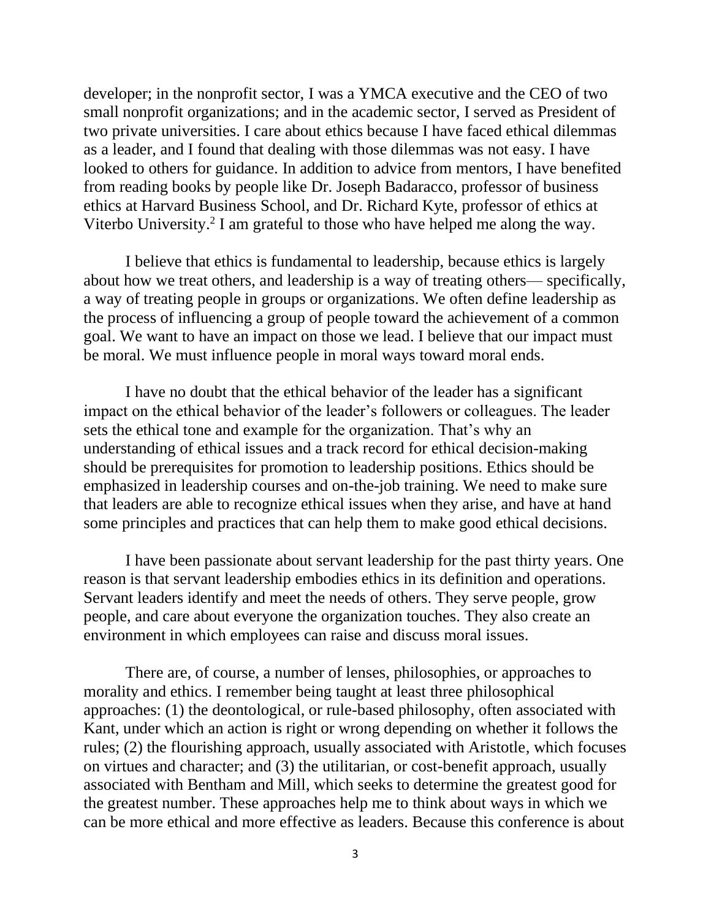developer; in the nonprofit sector, I was a YMCA executive and the CEO of two small nonprofit organizations; and in the academic sector, I served as President of two private universities. I care about ethics because I have faced ethical dilemmas as a leader, and I found that dealing with those dilemmas was not easy. I have looked to others for guidance. In addition to advice from mentors, I have benefited from reading books by people like Dr. Joseph Badaracco, professor of business ethics at Harvard Business School, and Dr. Richard Kyte, professor of ethics at Viterbo University.[2] I am grateful to those who have helped me along the way.

I believe that ethics is fundamental to leadership, because ethics is largely about how we treat others, and leadership is a way of treating others— specifically, a way of treating people in groups or organizations. We often define leadership as the process of influencing a group of people toward the achievement of a common goal. We want to have an impact on those we lead. I believe that our impact must be moral. We must influence people in moral ways toward moral ends.

I have no doubt that the ethical behavior of the leader has a significant impact on the ethical behavior of the leader's followers or colleagues. The leader sets the ethical tone and example for the organization. That's why an understanding of ethical issues and a track record for ethical decision-making should be prerequisites for promotion to leadership positions. Ethics should be emphasized in leadership courses and on-the-job training. We need to make sure that leaders are able to recognize ethical issues when they arise, and have at hand some principles and practices that can help them to make good ethical decisions.

I have been passionate about servant leadership for the past thirty years. One reason is that servant leadership embodies ethics in its definition and operations. Servant leaders identify and meet the needs of others. They serve people, grow people, and care about everyone the organization touches. They also create an environment in which employees can raise and discuss moral issues.

There are, of course, a number of lenses, philosophies, or approaches to morality and ethics. I remember being taught at least three philosophical approaches: (1) the deontological, or rule-based philosophy, often associated with Kant, under which an action is right or wrong depending on whether it follows the rules; (2) the flourishing approach, usually associated with Aristotle, which focuses on virtues and character; and (3) the utilitarian, or cost-benefit approach, usually associated with Bentham and Mill, which seeks to determine the greatest good for the greatest number. These approaches help me to think about ways in which we can be more ethical and more effective as leaders. Because this conference is about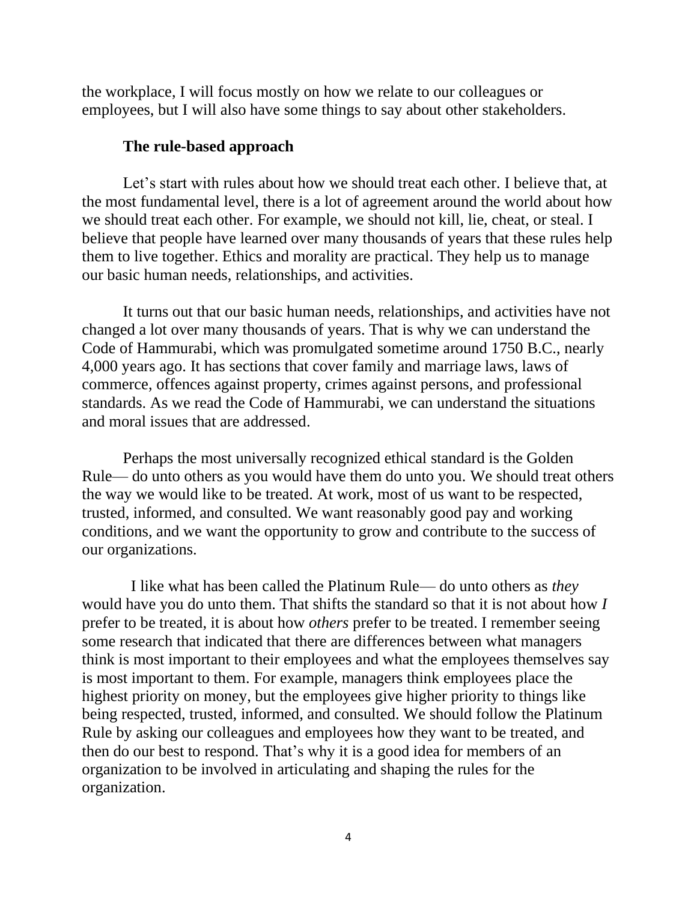the workplace, I will focus mostly on how we relate to our colleagues or employees, but I will also have some things to say about other stakeholders.

### The rule-based approach

Let's start with rules about how we should treat each other. I believe that, at the most fundamental level, there is a lot of agreement around the world about how we should treat each other. For example, we should not kill, lie, cheat, or steal. I believe that people have learned over many thousands of years that these rules help them to live together. Ethics and morality are practical. They help us to manage our basic human needs, relationships, and activities.

It turns out that our basic human needs, relationships, and activities have not changed a lot over many thousands of years. That is why we can understand the Code of Hammurabi, which was promulgated sometime around 1750 B.C., nearly 4,000 years ago. It has sections that cover family and marriage laws, laws of commerce, offences against property, crimes against persons, and professional standards. As we read the Code of Hammurabi, we can understand the situations and moral issues that are addressed.

Perhaps the most universally recognized ethical standard is the Golden Rule— do unto others as you would have them do unto you. We should treat others the way we would like to be treated. At work, most of us want to be respected, trusted, informed, and consulted. We want reasonably good pay and working conditions, and we want the opportunity to grow and contribute to the success of our organizations.

I like what has been called the Platinum Rule— do unto others as *they* would have you do unto them. That shifts the standard so that it is not about how *I* prefer to be treated, it is about how *others* prefer to be treated. I remember seeing some research that indicated that there are differences between what managers think is most important to their employees and what the employees themselves say is most important to them. For example, managers think employees place the highest priority on money, but the employees give higher priority to things like being respected, trusted, informed, and consulted. We should follow the Platinum Rule by asking our colleagues and employees how they want to be treated, and then do our best to respond. That's why it is a good idea for members of an organization to be involved in articulating and shaping the rules for the organization.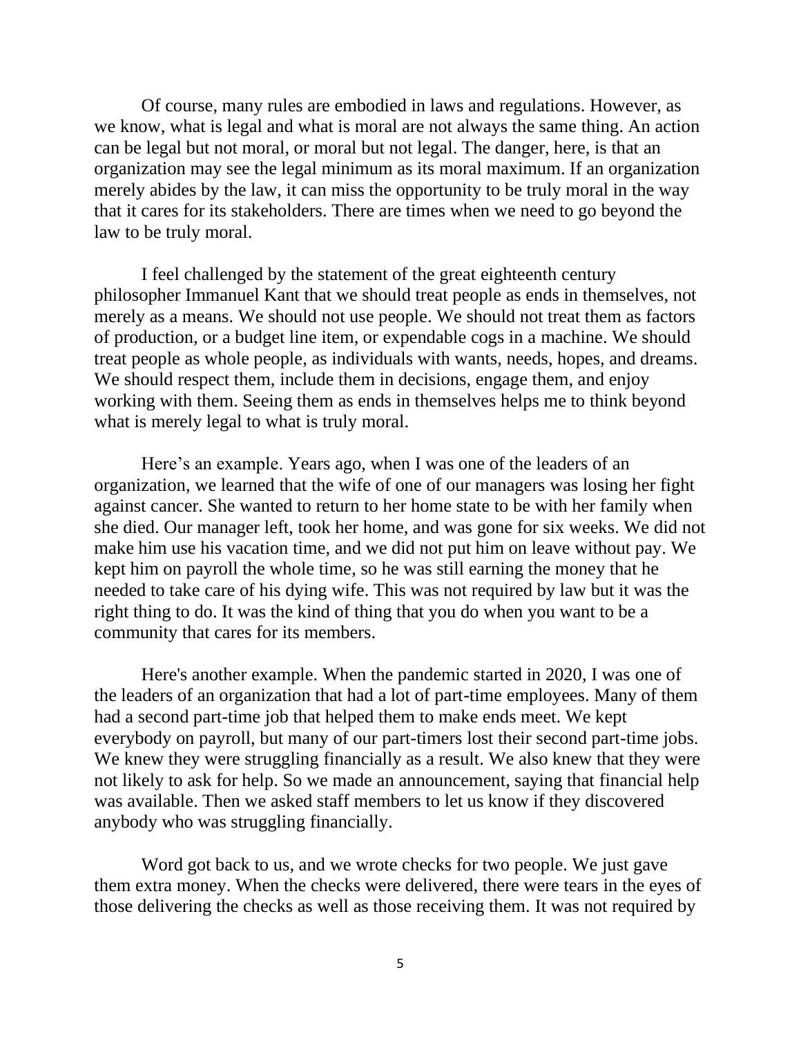Of course, many rules are embodied in laws and regulations. However, as we know, what is legal and what is moral are not always the same thing. An action can be legal but not moral, or moral but not legal. The danger, here, is that an organization may see the legal minimum as its moral maximum. If an organization merely abides by the law, it can miss the opportunity to be truly moral in the way that it cares for its stakeholders. There are times when we need to go beyond the law to be truly moral.

I feel challenged by the statement of the great eighteenth century philosopher Immanuel Kant that we should treat people as ends in themselves, not merely as a means. We should not use people. We should not treat them as factors of production, or a budget line item, or expendable cogs in a machine. We should treat people as whole people, as individuals with wants, needs, hopes, and dreams. We should respect them, include them in decisions, engage them, and enjoy working with them. Seeing them as ends in themselves helps me to think beyond what is merely legal to what is truly moral.

Here's an example. Years ago, when I was one of the leaders of an organization, we learned that the wife of one of our managers was losing her fight against cancer. She wanted to return to her home state to be with her family when she died. Our manager left, took her home, and was gone for six weeks. We did not make him use his vacation time, and we did not put him on leave without pay. We kept him on payroll the whole time, so he was still earning the money that he needed to take care of his dying wife. This was not required by law but it was the right thing to do. It was the kind of thing that you do when you want to be a community that cares for its members.

Here's another example. When the pandemic started in 2020, I was one of the leaders of an organization that had a lot of part-time employees. Many of them had a second part-time job that helped them to make ends meet. We kept everybody on payroll, but many of our part-timers lost their second part-time jobs. We knew they were struggling financially as a result. We also knew that they were not likely to ask for help. So we made an announcement, saying that financial help was available. Then we asked staff members to let us know if they discovered anybody who was struggling financially.

Word got back to us, and we wrote checks for two people. We just gave them extra money. When the checks were delivered, there were tears in the eyes of those delivering the checks as well as those receiving them. It was not required by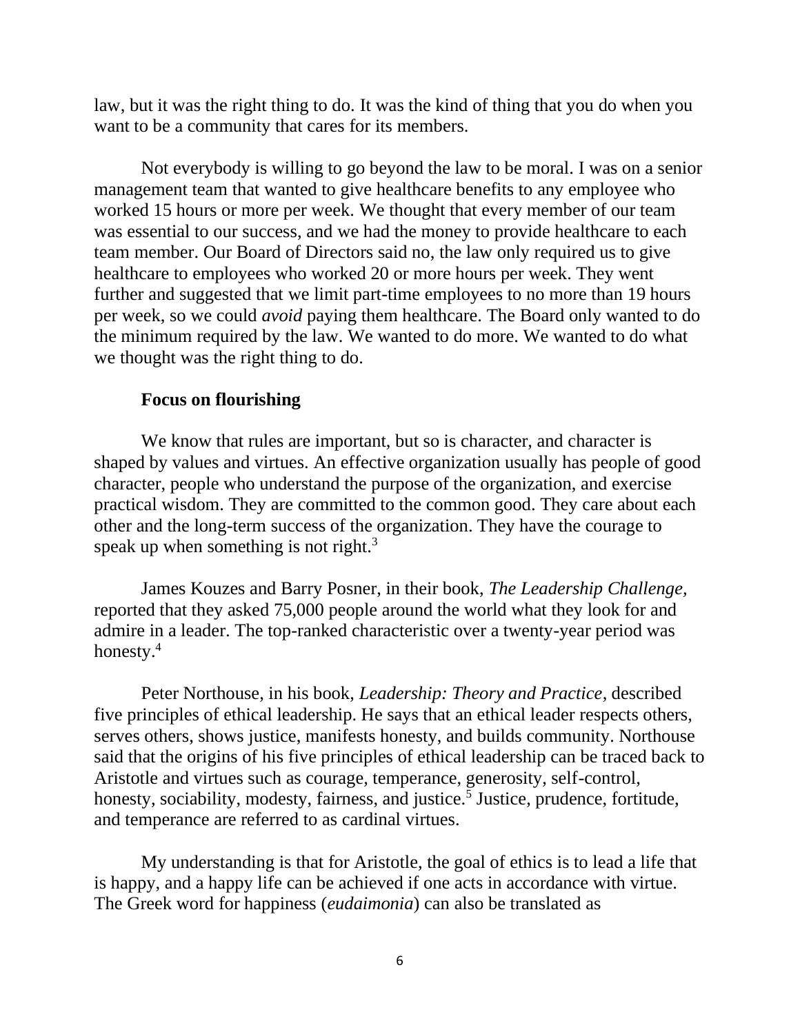law, but it was the right thing to do. It was the kind of thing that you do when you want to be a community that cares for its members.

Not everybody is willing to go beyond the law to be moral. I was on a senior management team that wanted to give healthcare benefits to any employee who worked 15 hours or more per week. We thought that every member of our team was essential to our success, and we had the money to provide healthcare to each team member. Our Board of Directors said no, the law only required us to give healthcare to employees who worked 20 or more hours per week. They went further and suggested that we limit part-time employees to no more than 19 hours per week, so we could *avoid* paying them healthcare. The Board only wanted to do the minimum required by the law. We wanted to do more. We wanted to do what we thought was the right thing to do.

**Focus on flourishing**

We know that rules are important, but so is character, and character is shaped by values and virtues. An effective organization usually has people of good character, people who understand the purpose of the organization, and exercise practical wisdom. They are committed to the common good. They care about each other and the long-term success of the organization. They have the courage to speak up when something is not right.[3]

James Kouzes and Barry Posner, in their book, *The Leadership Challenge,* reported that they asked 75,000 people around the world what they look for and admire in a leader. The top-ranked characteristic over a twenty-year period was honesty.[4]

Peter Northouse, in his book, *Leadership: Theory and Practice,* described five principles of ethical leadership. He says that an ethical leader respects others, serves others, shows justice, manifests honesty, and builds community. Northouse said that the origins of his five principles of ethical leadership can be traced back to Aristotle and virtues such as courage, temperance, generosity, self-control, honesty, sociability, modesty, fairness, and justice.[5] Justice, prudence, fortitude, and temperance are referred to as cardinal virtues.

My understanding is that for Aristotle, the goal of ethics is to lead a life that is happy, and a happy life can be achieved if one acts in accordance with virtue. The Greek word for happiness (*eudaimonia*) can also be translated as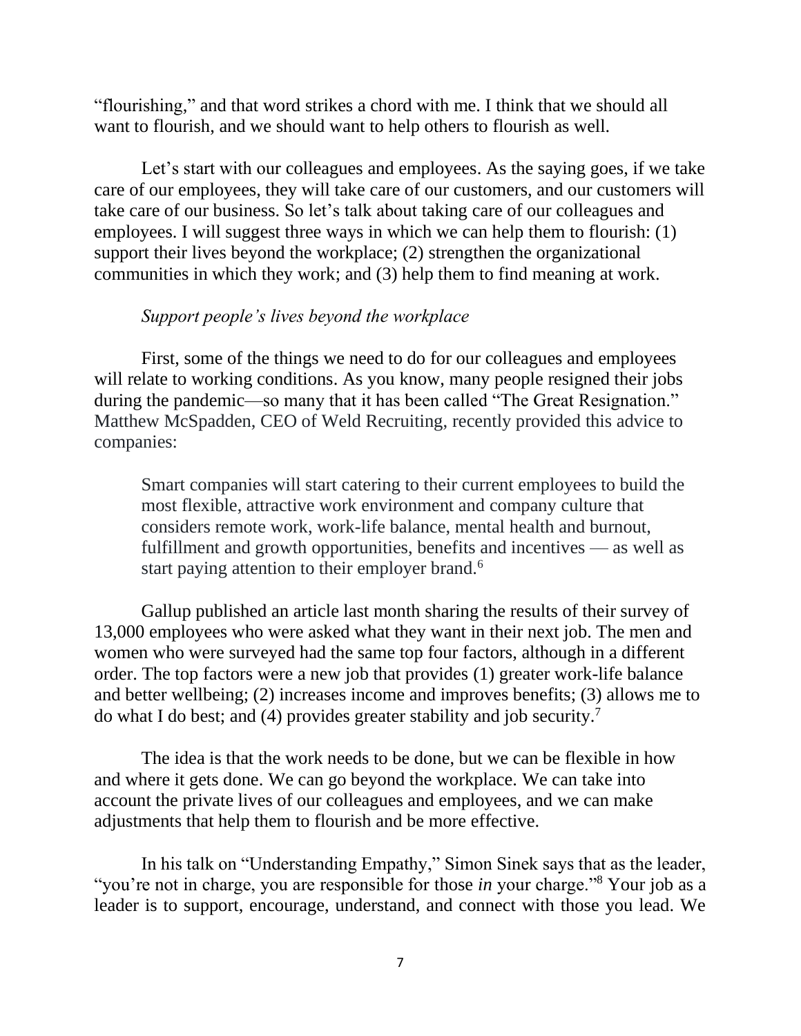"flourishing," and that word strikes a chord with me. I think that we should all want to flourish, and we should want to help others to flourish as well.

Let's start with our colleagues and employees. As the saying goes, if we take care of our employees, they will take care of our customers, and our customers will take care of our business. So let's talk about taking care of our colleagues and employees. I will suggest three ways in which we can help them to flourish: (1) support their lives beyond the workplace; (2) strengthen the organizational communities in which they work; and (3) help them to find meaning at work.

*Support people's lives beyond the workplace*

First, some of the things we need to do for our colleagues and employees will relate to working conditions. As you know, many people resigned their jobs during the pandemic—so many that it has been called "The Great Resignation." Matthew McSpadden, CEO of Weld Recruiting, recently provided this advice to companies:

> Smart companies will start catering to their current employees to build the most flexible, attractive work environment and company culture that considers remote work, work-life balance, mental health and burnout, fulfillment and growth opportunities, benefits and incentives — as well as start paying attention to their employer brand.[6]

Gallup published an article last month sharing the results of their survey of 13,000 employees who were asked what they want in their next job. The men and women who were surveyed had the same top four factors, although in a different order. The top factors were a new job that provides (1) greater work-life balance and better wellbeing; (2) increases income and improves benefits; (3) allows me to do what I do best; and (4) provides greater stability and job security.[7]

The idea is that the work needs to be done, but we can be flexible in how and where it gets done. We can go beyond the workplace. We can take into account the private lives of our colleagues and employees, and we can make adjustments that help them to flourish and be more effective.

In his talk on "Understanding Empathy," Simon Sinek says that as the leader, "you're not in charge, you are responsible for those *in* your charge."[8] Your job as a leader is to support, encourage, understand, and connect with those you lead. We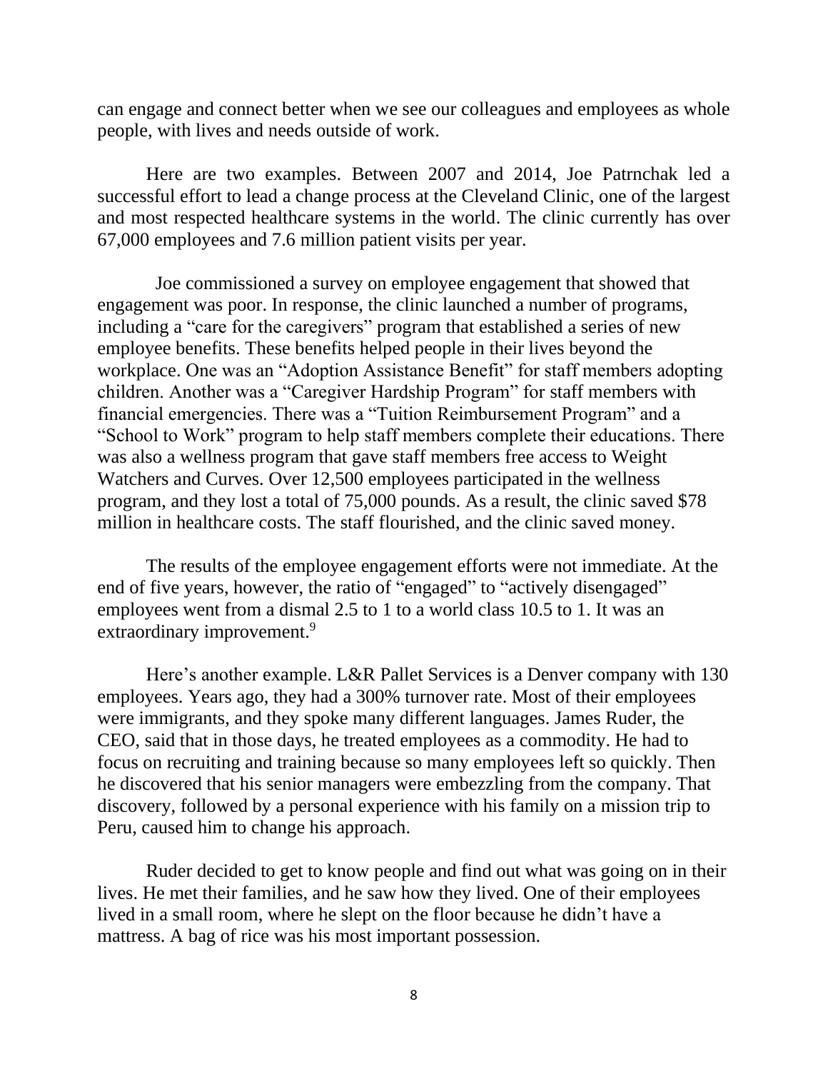can engage and connect better when we see our colleagues and employees as whole people, with lives and needs outside of work.

Here are two examples. Between 2007 and 2014, Joe Patrnchak led a successful effort to lead a change process at the Cleveland Clinic, one of the largest and most respected healthcare systems in the world. The clinic currently has over 67,000 employees and 7.6 million patient visits per year.

Joe commissioned a survey on employee engagement that showed that engagement was poor. In response, the clinic launched a number of programs, including a "care for the caregivers" program that established a series of new employee benefits. These benefits helped people in their lives beyond the workplace. One was an "Adoption Assistance Benefit" for staff members adopting children. Another was a "Caregiver Hardship Program" for staff members with financial emergencies. There was a "Tuition Reimbursement Program" and a "School to Work" program to help staff members complete their educations. There was also a wellness program that gave staff members free access to Weight Watchers and Curves. Over 12,500 employees participated in the wellness program, and they lost a total of 75,000 pounds. As a result, the clinic saved $78 million in healthcare costs. The staff flourished, and the clinic saved money.

The results of the employee engagement efforts were not immediate. At the end of five years, however, the ratio of "engaged" to "actively disengaged" employees went from a dismal 2.5 to 1 to a world class 10.5 to 1. It was an extraordinary improvement.[9]

Here's another example. L&R Pallet Services is a Denver company with 130 employees. Years ago, they had a 300% turnover rate. Most of their employees were immigrants, and they spoke many different languages. James Ruder, the CEO, said that in those days, he treated employees as a commodity. He had to focus on recruiting and training because so many employees left so quickly. Then he discovered that his senior managers were embezzling from the company. That discovery, followed by a personal experience with his family on a mission trip to Peru, caused him to change his approach.

Ruder decided to get to know people and find out what was going on in their lives. He met their families, and he saw how they lived. One of their employees lived in a small room, where he slept on the floor because he didn't have a mattress. A bag of rice was his most important possession.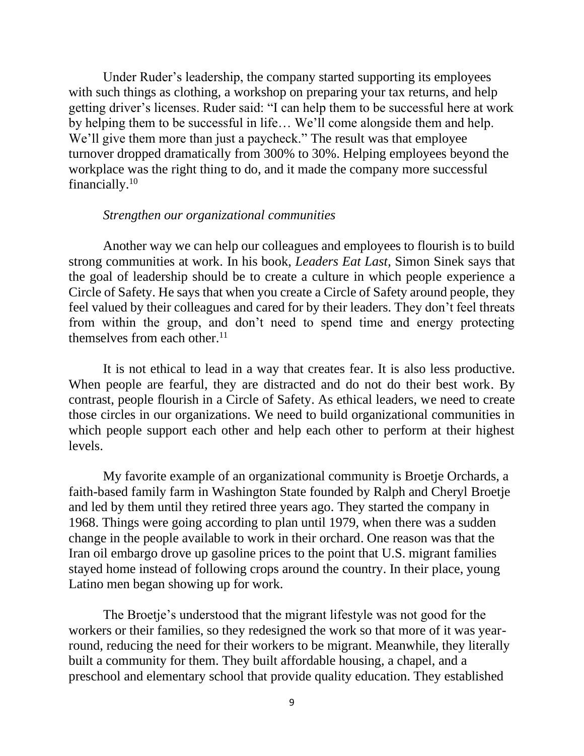Under Ruder's leadership, the company started supporting its employees with such things as clothing, a workshop on preparing your tax returns, and help getting driver's licenses. Ruder said: "I can help them to be successful here at work by helping them to be successful in life… We'll come alongside them and help. We'll give them more than just a paycheck." The result was that employee turnover dropped dramatically from 300% to 30%. Helping employees beyond the workplace was the right thing to do, and it made the company more successful financially.[10]

*Strengthen our organizational communities*

Another way we can help our colleagues and employees to flourish is to build strong communities at work. In his book, *Leaders Eat Last*, Simon Sinek says that the goal of leadership should be to create a culture in which people experience a Circle of Safety. He says that when you create a Circle of Safety around people, they feel valued by their colleagues and cared for by their leaders. They don't feel threats from within the group, and don't need to spend time and energy protecting themselves from each other.[11]

It is not ethical to lead in a way that creates fear. It is also less productive. When people are fearful, they are distracted and do not do their best work. By contrast, people flourish in a Circle of Safety. As ethical leaders, we need to create those circles in our organizations. We need to build organizational communities in which people support each other and help each other to perform at their highest levels.

My favorite example of an organizational community is Broetje Orchards, a faith-based family farm in Washington State founded by Ralph and Cheryl Broetje and led by them until they retired three years ago. They started the company in 1968. Things were going according to plan until 1979, when there was a sudden change in the people available to work in their orchard. One reason was that the Iran oil embargo drove up gasoline prices to the point that U.S. migrant families stayed home instead of following crops around the country. In their place, young Latino men began showing up for work.

The Broetje's understood that the migrant lifestyle was not good for the workers or their families, so they redesigned the work so that more of it was year-round, reducing the need for their workers to be migrant. Meanwhile, they literally built a community for them. They built affordable housing, a chapel, and a preschool and elementary school that provide quality education. They established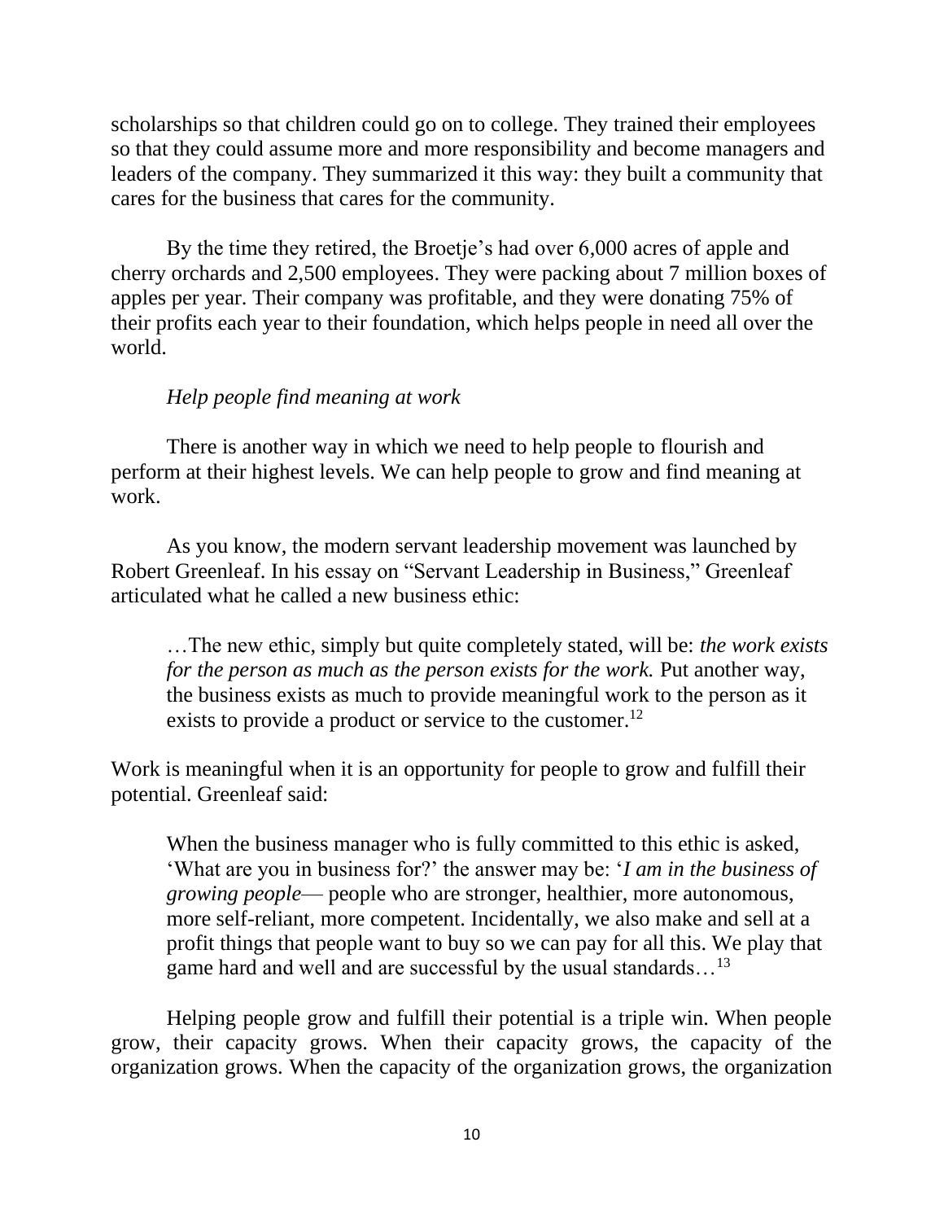scholarships so that children could go on to college. They trained their employees so that they could assume more and more responsibility and become managers and leaders of the company. They summarized it this way: they built a community that cares for the business that cares for the community.

By the time they retired, the Broetje's had over 6,000 acres of apple and cherry orchards and 2,500 employees. They were packing about 7 million boxes of apples per year. Their company was profitable, and they were donating 75% of their profits each year to their foundation, which helps people in need all over the world.

*Help people find meaning at work*

There is another way in which we need to help people to flourish and perform at their highest levels. We can help people to grow and find meaning at work.

As you know, the modern servant leadership movement was launched by Robert Greenleaf. In his essay on "Servant Leadership in Business," Greenleaf articulated what he called a new business ethic:

> …The new ethic, simply but quite completely stated, will be: *the work exists for the person as much as the person exists for the work.* Put another way, the business exists as much to provide meaningful work to the person as it exists to provide a product or service to the customer.[12]

Work is meaningful when it is an opportunity for people to grow and fulfill their potential. Greenleaf said:

> When the business manager who is fully committed to this ethic is asked, 'What are you in business for?' the answer may be: '*I am in the business of growing people*— people who are stronger, healthier, more autonomous, more self-reliant, more competent. Incidentally, we also make and sell at a profit things that people want to buy so we can pay for all this. We play that game hard and well and are successful by the usual standards…[13]

Helping people grow and fulfill their potential is a triple win. When people grow, their capacity grows. When their capacity grows, the capacity of the organization grows. When the capacity of the organization grows, the organization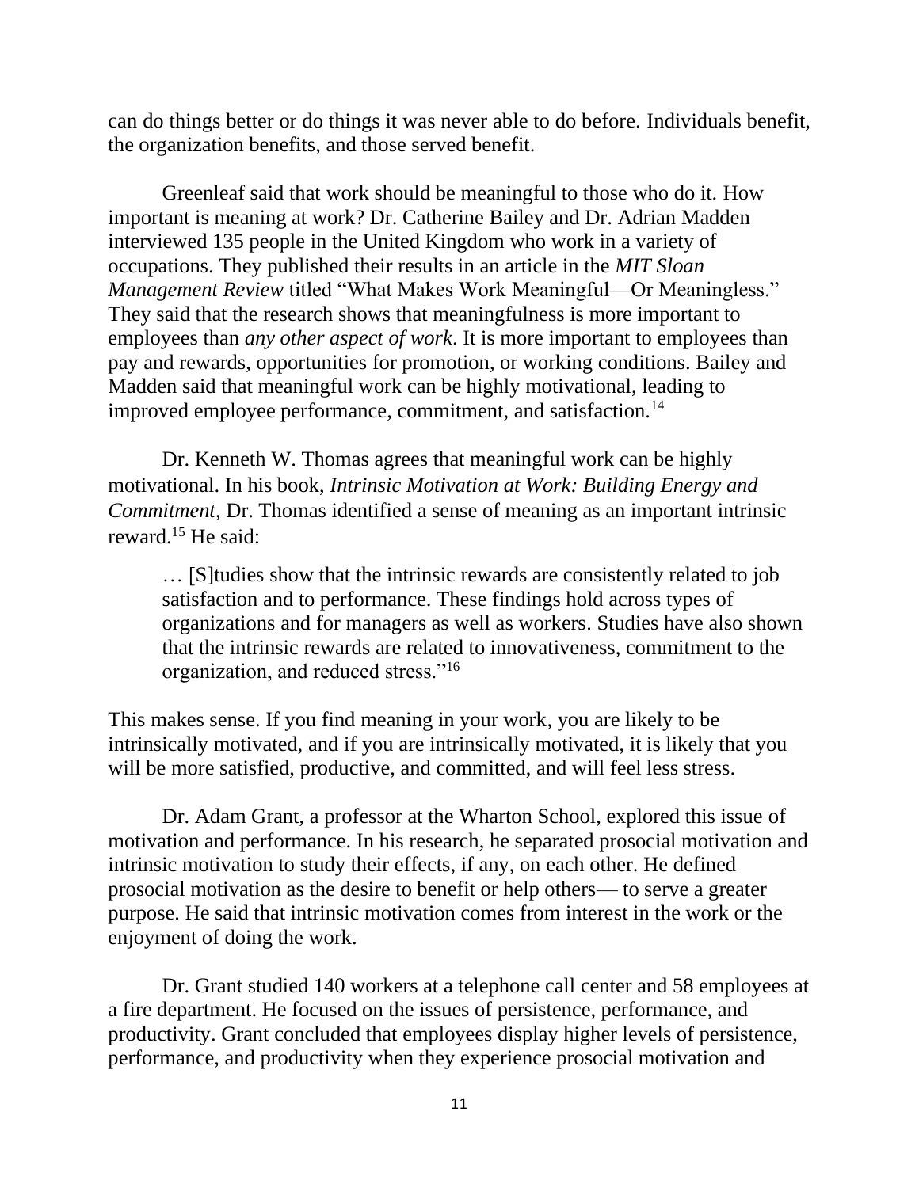can do things better or do things it was never able to do before. Individuals benefit, the organization benefits, and those served benefit.

Greenleaf said that work should be meaningful to those who do it. How important is meaning at work? Dr. Catherine Bailey and Dr. Adrian Madden interviewed 135 people in the United Kingdom who work in a variety of occupations. They published their results in an article in the *MIT Sloan Management Review* titled "What Makes Work Meaningful—Or Meaningless." They said that the research shows that meaningfulness is more important to employees than *any other aspect of work*. It is more important to employees than pay and rewards, opportunities for promotion, or working conditions. Bailey and Madden said that meaningful work can be highly motivational, leading to improved employee performance, commitment, and satisfaction.[14]

Dr. Kenneth W. Thomas agrees that meaningful work can be highly motivational. In his book, *Intrinsic Motivation at Work: Building Energy and Commitment*, Dr. Thomas identified a sense of meaning as an important intrinsic reward.[15] He said:

> … [S]tudies show that the intrinsic rewards are consistently related to job satisfaction and to performance. These findings hold across types of organizations and for managers as well as workers. Studies have also shown that the intrinsic rewards are related to innovativeness, commitment to the organization, and reduced stress."[16]

This makes sense. If you find meaning in your work, you are likely to be intrinsically motivated, and if you are intrinsically motivated, it is likely that you will be more satisfied, productive, and committed, and will feel less stress.

Dr. Adam Grant, a professor at the Wharton School, explored this issue of motivation and performance. In his research, he separated prosocial motivation and intrinsic motivation to study their effects, if any, on each other. He defined prosocial motivation as the desire to benefit or help others— to serve a greater purpose. He said that intrinsic motivation comes from interest in the work or the enjoyment of doing the work.

Dr. Grant studied 140 workers at a telephone call center and 58 employees at a fire department. He focused on the issues of persistence, performance, and productivity. Grant concluded that employees display higher levels of persistence, performance, and productivity when they experience prosocial motivation and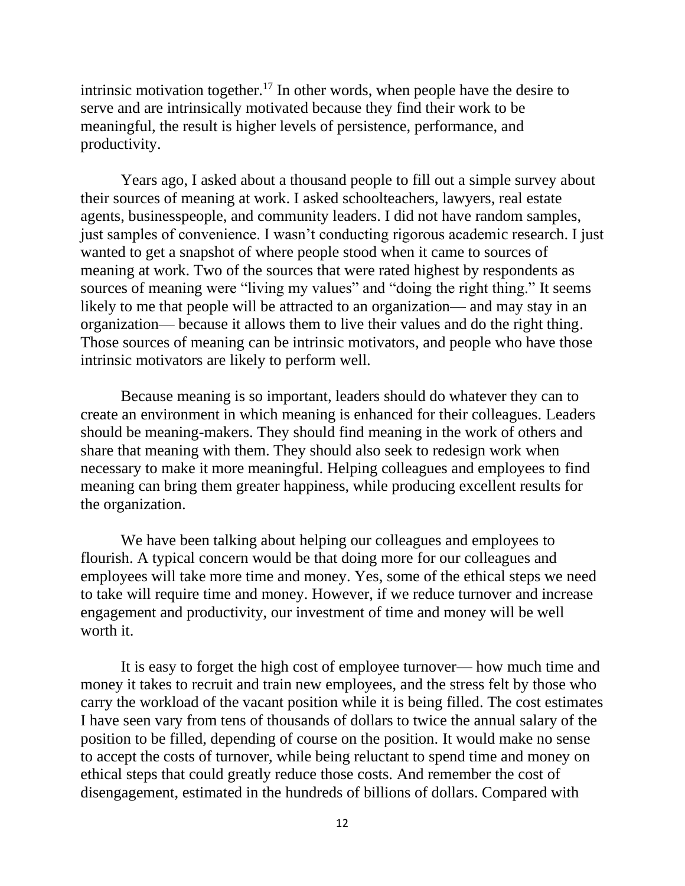intrinsic motivation together.[17] In other words, when people have the desire to serve and are intrinsically motivated because they find their work to be meaningful, the result is higher levels of persistence, performance, and productivity.

Years ago, I asked about a thousand people to fill out a simple survey about their sources of meaning at work. I asked schoolteachers, lawyers, real estate agents, businesspeople, and community leaders. I did not have random samples, just samples of convenience. I wasn't conducting rigorous academic research. I just wanted to get a snapshot of where people stood when it came to sources of meaning at work. Two of the sources that were rated highest by respondents as sources of meaning were "living my values" and "doing the right thing." It seems likely to me that people will be attracted to an organization— and may stay in an organization— because it allows them to live their values and do the right thing. Those sources of meaning can be intrinsic motivators, and people who have those intrinsic motivators are likely to perform well.

Because meaning is so important, leaders should do whatever they can to create an environment in which meaning is enhanced for their colleagues. Leaders should be meaning-makers. They should find meaning in the work of others and share that meaning with them. They should also seek to redesign work when necessary to make it more meaningful. Helping colleagues and employees to find meaning can bring them greater happiness, while producing excellent results for the organization.

We have been talking about helping our colleagues and employees to flourish. A typical concern would be that doing more for our colleagues and employees will take more time and money. Yes, some of the ethical steps we need to take will require time and money. However, if we reduce turnover and increase engagement and productivity, our investment of time and money will be well worth it.

It is easy to forget the high cost of employee turnover— how much time and money it takes to recruit and train new employees, and the stress felt by those who carry the workload of the vacant position while it is being filled. The cost estimates I have seen vary from tens of thousands of dollars to twice the annual salary of the position to be filled, depending of course on the position. It would make no sense to accept the costs of turnover, while being reluctant to spend time and money on ethical steps that could greatly reduce those costs. And remember the cost of disengagement, estimated in the hundreds of billions of dollars. Compared with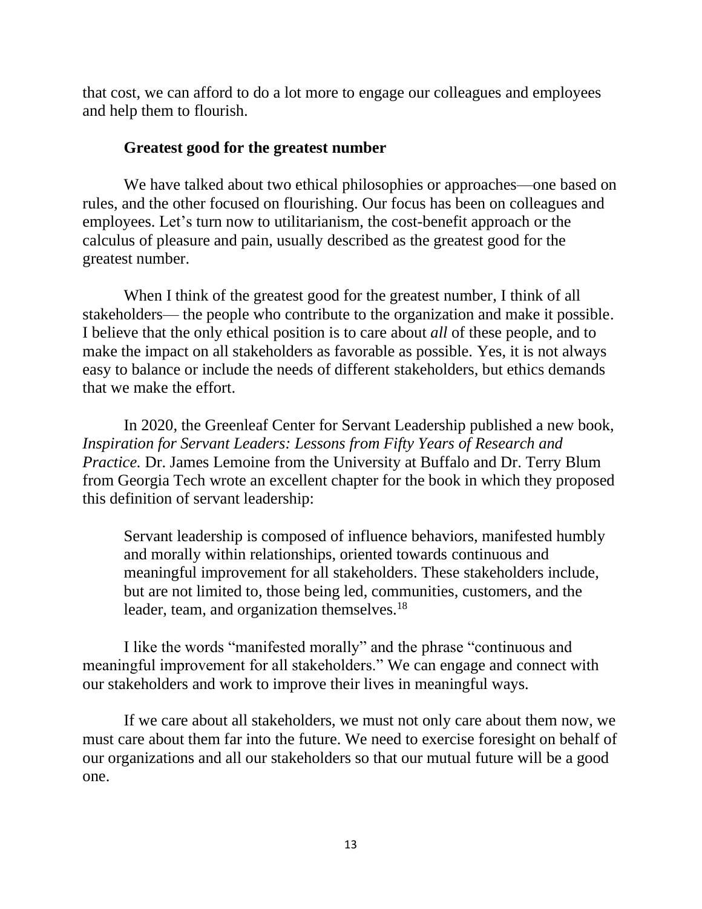that cost, we can afford to do a lot more to engage our colleagues and employees and help them to flourish.

### Greatest good for the greatest number

We have talked about two ethical philosophies or approaches—one based on rules, and the other focused on flourishing. Our focus has been on colleagues and employees. Let's turn now to utilitarianism, the cost-benefit approach or the calculus of pleasure and pain, usually described as the greatest good for the greatest number.

When I think of the greatest good for the greatest number, I think of all stakeholders— the people who contribute to the organization and make it possible. I believe that the only ethical position is to care about *all* of these people, and to make the impact on all stakeholders as favorable as possible. Yes, it is not always easy to balance or include the needs of different stakeholders, but ethics demands that we make the effort.

In 2020, the Greenleaf Center for Servant Leadership published a new book, *Inspiration for Servant Leaders: Lessons from Fifty Years of Research and Practice.* Dr. James Lemoine from the University at Buffalo and Dr. Terry Blum from Georgia Tech wrote an excellent chapter for the book in which they proposed this definition of servant leadership:

> Servant leadership is composed of influence behaviors, manifested humbly and morally within relationships, oriented towards continuous and meaningful improvement for all stakeholders. These stakeholders include, but are not limited to, those being led, communities, customers, and the leader, team, and organization themselves.[18]

I like the words "manifested morally" and the phrase "continuous and meaningful improvement for all stakeholders." We can engage and connect with our stakeholders and work to improve their lives in meaningful ways.

If we care about all stakeholders, we must not only care about them now, we must care about them far into the future. We need to exercise foresight on behalf of our organizations and all our stakeholders so that our mutual future will be a good one.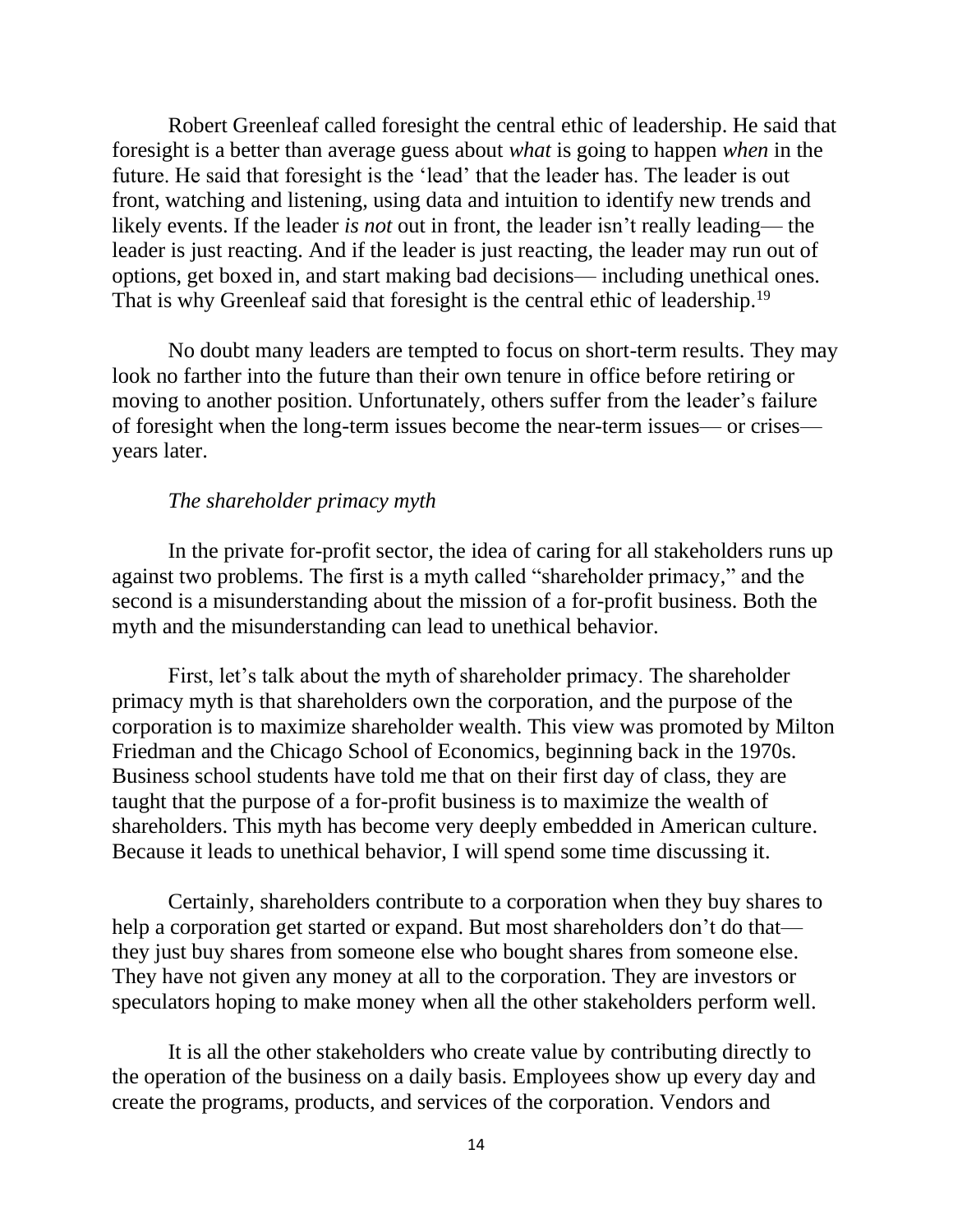Robert Greenleaf called foresight the central ethic of leadership. He said that foresight is a better than average guess about *what* is going to happen *when* in the future. He said that foresight is the 'lead' that the leader has. The leader is out front, watching and listening, using data and intuition to identify new trends and likely events. If the leader *is not* out in front, the leader isn't really leading— the leader is just reacting. And if the leader is just reacting, the leader may run out of options, get boxed in, and start making bad decisions— including unethical ones. That is why Greenleaf said that foresight is the central ethic of leadership.[19]

No doubt many leaders are tempted to focus on short-term results. They may look no farther into the future than their own tenure in office before retiring or moving to another position. Unfortunately, others suffer from the leader's failure of foresight when the long-term issues become the near-term issues— or crises— years later.

*The shareholder primacy myth*

In the private for-profit sector, the idea of caring for all stakeholders runs up against two problems. The first is a myth called "shareholder primacy," and the second is a misunderstanding about the mission of a for-profit business. Both the myth and the misunderstanding can lead to unethical behavior.

First, let's talk about the myth of shareholder primacy. The shareholder primacy myth is that shareholders own the corporation, and the purpose of the corporation is to maximize shareholder wealth. This view was promoted by Milton Friedman and the Chicago School of Economics, beginning back in the 1970s. Business school students have told me that on their first day of class, they are taught that the purpose of a for-profit business is to maximize the wealth of shareholders. This myth has become very deeply embedded in American culture. Because it leads to unethical behavior, I will spend some time discussing it.

Certainly, shareholders contribute to a corporation when they buy shares to help a corporation get started or expand. But most shareholders don't do that— they just buy shares from someone else who bought shares from someone else. They have not given any money at all to the corporation. They are investors or speculators hoping to make money when all the other stakeholders perform well.

It is all the other stakeholders who create value by contributing directly to the operation of the business on a daily basis. Employees show up every day and create the programs, products, and services of the corporation. Vendors and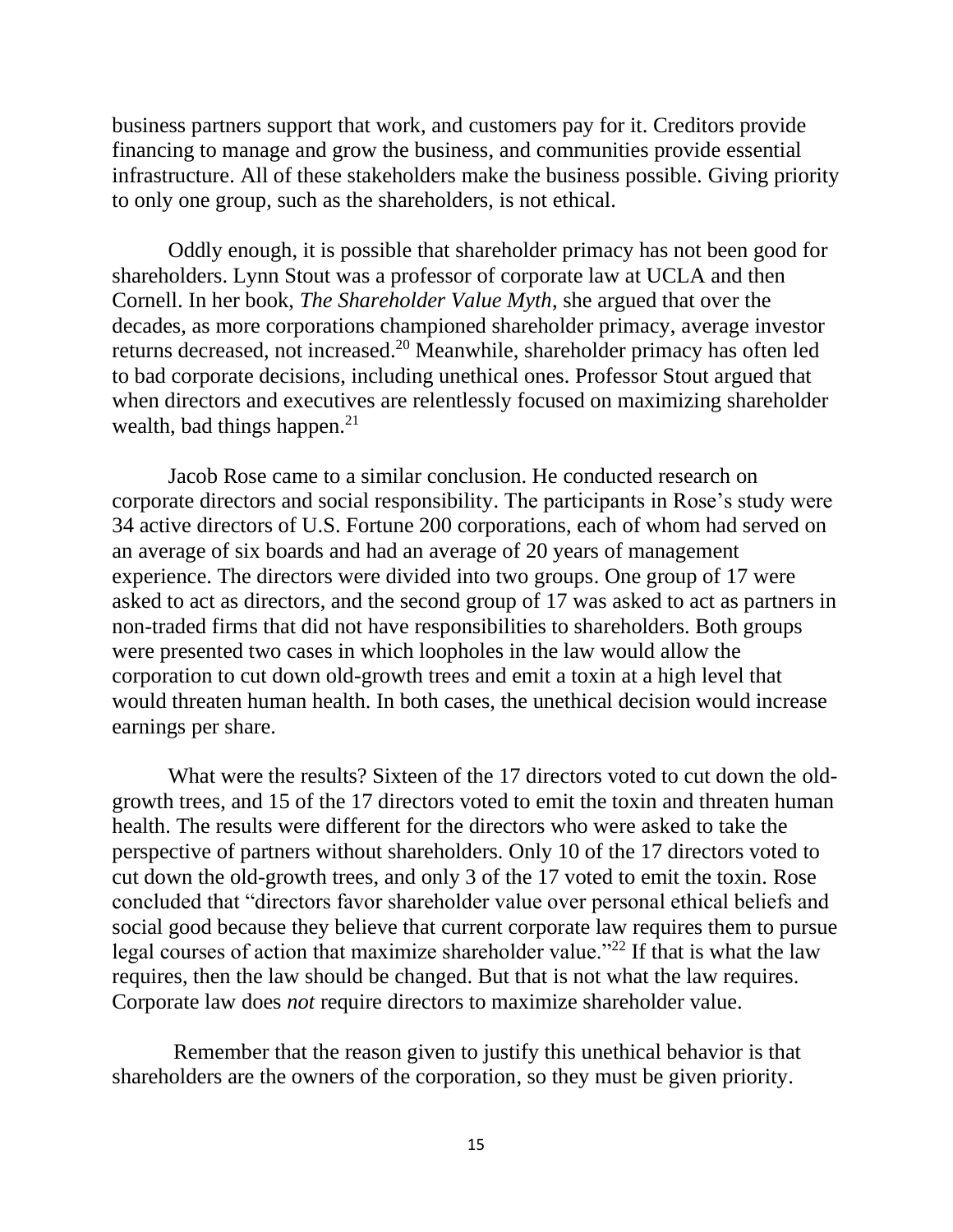business partners support that work, and customers pay for it. Creditors provide financing to manage and grow the business, and communities provide essential infrastructure. All of these stakeholders make the business possible. Giving priority to only one group, such as the shareholders, is not ethical.

Oddly enough, it is possible that shareholder primacy has not been good for shareholders. Lynn Stout was a professor of corporate law at UCLA and then Cornell. In her book, *The Shareholder Value Myth*, she argued that over the decades, as more corporations championed shareholder primacy, average investor returns decreased, not increased.[20] Meanwhile, shareholder primacy has often led to bad corporate decisions, including unethical ones. Professor Stout argued that when directors and executives are relentlessly focused on maximizing shareholder wealth, bad things happen.[21]

Jacob Rose came to a similar conclusion. He conducted research on corporate directors and social responsibility. The participants in Rose's study were 34 active directors of U.S. Fortune 200 corporations, each of whom had served on an average of six boards and had an average of 20 years of management experience. The directors were divided into two groups. One group of 17 were asked to act as directors, and the second group of 17 was asked to act as partners in non-traded firms that did not have responsibilities to shareholders. Both groups were presented two cases in which loopholes in the law would allow the corporation to cut down old-growth trees and emit a toxin at a high level that would threaten human health. In both cases, the unethical decision would increase earnings per share.

What were the results? Sixteen of the 17 directors voted to cut down the old-growth trees, and 15 of the 17 directors voted to emit the toxin and threaten human health. The results were different for the directors who were asked to take the perspective of partners without shareholders. Only 10 of the 17 directors voted to cut down the old-growth trees, and only 3 of the 17 voted to emit the toxin. Rose concluded that "directors favor shareholder value over personal ethical beliefs and social good because they believe that current corporate law requires them to pursue legal courses of action that maximize shareholder value."[22] If that is what the law requires, then the law should be changed. But that is not what the law requires. Corporate law does *not* require directors to maximize shareholder value.

Remember that the reason given to justify this unethical behavior is that shareholders are the owners of the corporation, so they must be given priority.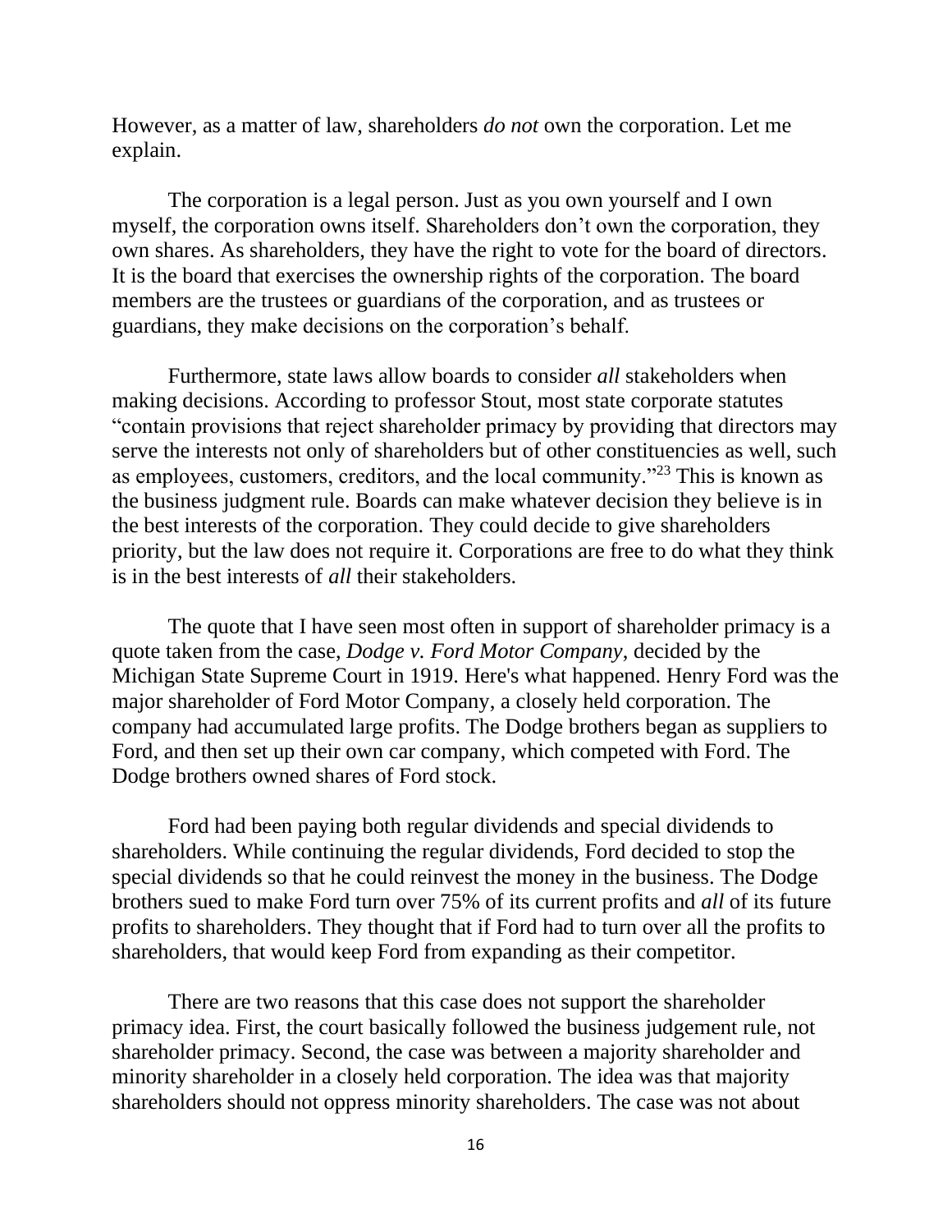However, as a matter of law, shareholders *do not* own the corporation. Let me explain.

The corporation is a legal person. Just as you own yourself and I own myself, the corporation owns itself. Shareholders don't own the corporation, they own shares. As shareholders, they have the right to vote for the board of directors. It is the board that exercises the ownership rights of the corporation. The board members are the trustees or guardians of the corporation, and as trustees or guardians, they make decisions on the corporation's behalf.

Furthermore, state laws allow boards to consider *all* stakeholders when making decisions. According to professor Stout, most state corporate statutes "contain provisions that reject shareholder primacy by providing that directors may serve the interests not only of shareholders but of other constituencies as well, such as employees, customers, creditors, and the local community."[23] This is known as the business judgment rule. Boards can make whatever decision they believe is in the best interests of the corporation. They could decide to give shareholders priority, but the law does not require it. Corporations are free to do what they think is in the best interests of *all* their stakeholders.

The quote that I have seen most often in support of shareholder primacy is a quote taken from the case, *Dodge v. Ford Motor Company*, decided by the Michigan State Supreme Court in 1919. Here's what happened. Henry Ford was the major shareholder of Ford Motor Company, a closely held corporation. The company had accumulated large profits. The Dodge brothers began as suppliers to Ford, and then set up their own car company, which competed with Ford. The Dodge brothers owned shares of Ford stock.

Ford had been paying both regular dividends and special dividends to shareholders. While continuing the regular dividends, Ford decided to stop the special dividends so that he could reinvest the money in the business. The Dodge brothers sued to make Ford turn over 75% of its current profits and *all* of its future profits to shareholders. They thought that if Ford had to turn over all the profits to shareholders, that would keep Ford from expanding as their competitor.

There are two reasons that this case does not support the shareholder primacy idea. First, the court basically followed the business judgement rule, not shareholder primacy. Second, the case was between a majority shareholder and minority shareholder in a closely held corporation. The idea was that majority shareholders should not oppress minority shareholders. The case was not about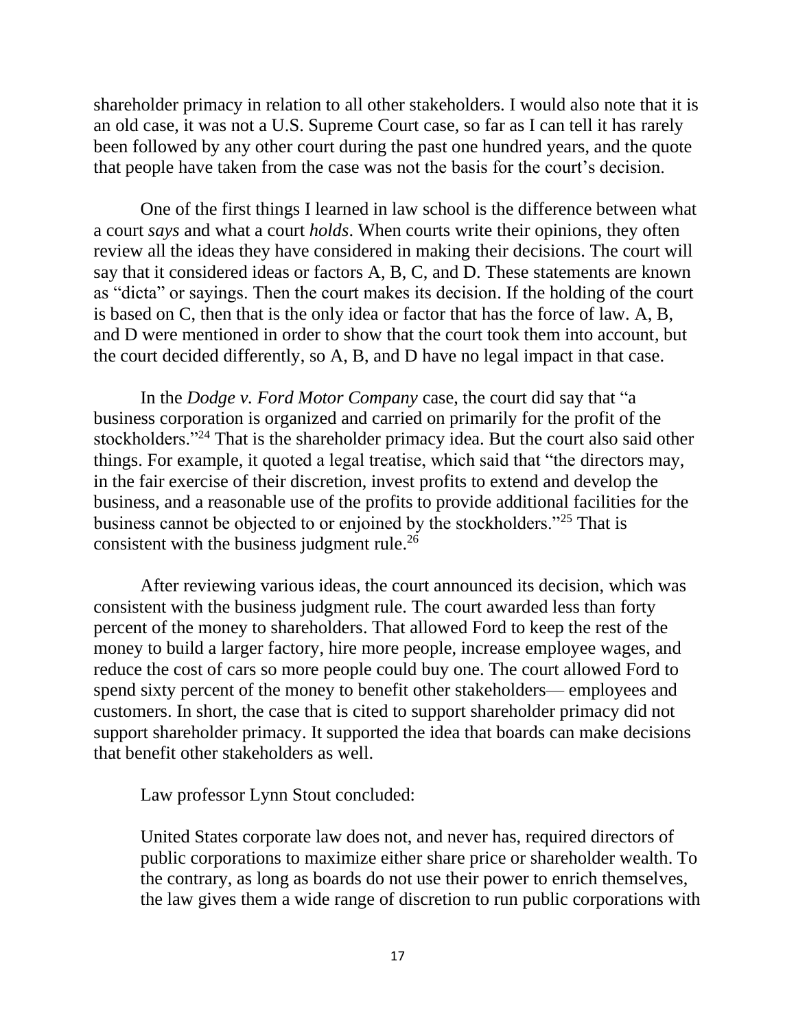shareholder primacy in relation to all other stakeholders. I would also note that it is an old case, it was not a U.S. Supreme Court case, so far as I can tell it has rarely been followed by any other court during the past one hundred years, and the quote that people have taken from the case was not the basis for the court's decision.

One of the first things I learned in law school is the difference between what a court *says* and what a court *holds*. When courts write their opinions, they often review all the ideas they have considered in making their decisions. The court will say that it considered ideas or factors A, B, C, and D. These statements are known as "dicta" or sayings. Then the court makes its decision. If the holding of the court is based on C, then that is the only idea or factor that has the force of law. A, B, and D were mentioned in order to show that the court took them into account, but the court decided differently, so A, B, and D have no legal impact in that case.

In the *Dodge v. Ford Motor Company* case, the court did say that "a business corporation is organized and carried on primarily for the profit of the stockholders."[24] That is the shareholder primacy idea. But the court also said other things. For example, it quoted a legal treatise, which said that "the directors may, in the fair exercise of their discretion, invest profits to extend and develop the business, and a reasonable use of the profits to provide additional facilities for the business cannot be objected to or enjoined by the stockholders."[25] That is consistent with the business judgment rule.[26]

After reviewing various ideas, the court announced its decision, which was consistent with the business judgment rule. The court awarded less than forty percent of the money to shareholders. That allowed Ford to keep the rest of the money to build a larger factory, hire more people, increase employee wages, and reduce the cost of cars so more people could buy one. The court allowed Ford to spend sixty percent of the money to benefit other stakeholders— employees and customers. In short, the case that is cited to support shareholder primacy did not support shareholder primacy. It supported the idea that boards can make decisions that benefit other stakeholders as well.

Law professor Lynn Stout concluded:

> United States corporate law does not, and never has, required directors of public corporations to maximize either share price or shareholder wealth. To the contrary, as long as boards do not use their power to enrich themselves, the law gives them a wide range of discretion to run public corporations with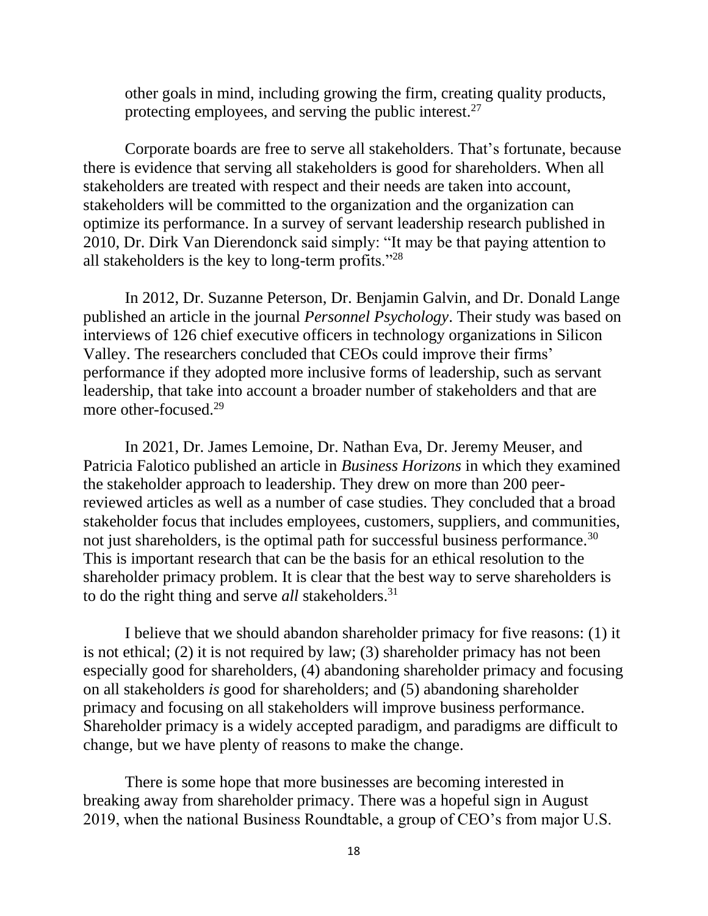other goals in mind, including growing the firm, creating quality products, protecting employees, and serving the public interest.[27]

Corporate boards are free to serve all stakeholders. That's fortunate, because there is evidence that serving all stakeholders is good for shareholders. When all stakeholders are treated with respect and their needs are taken into account, stakeholders will be committed to the organization and the organization can optimize its performance. In a survey of servant leadership research published in 2010, Dr. Dirk Van Dierendonck said simply: "It may be that paying attention to all stakeholders is the key to long-term profits."[28]

In 2012, Dr. Suzanne Peterson, Dr. Benjamin Galvin, and Dr. Donald Lange published an article in the journal *Personnel Psychology*. Their study was based on interviews of 126 chief executive officers in technology organizations in Silicon Valley. The researchers concluded that CEOs could improve their firms' performance if they adopted more inclusive forms of leadership, such as servant leadership, that take into account a broader number of stakeholders and that are more other-focused.[29]

In 2021, Dr. James Lemoine, Dr. Nathan Eva, Dr. Jeremy Meuser, and Patricia Falotico published an article in *Business Horizons* in which they examined the stakeholder approach to leadership. They drew on more than 200 peer-reviewed articles as well as a number of case studies. They concluded that a broad stakeholder focus that includes employees, customers, suppliers, and communities, not just shareholders, is the optimal path for successful business performance.[30] This is important research that can be the basis for an ethical resolution to the shareholder primacy problem. It is clear that the best way to serve shareholders is to do the right thing and serve *all* stakeholders.[31]

I believe that we should abandon shareholder primacy for five reasons: (1) it is not ethical; (2) it is not required by law; (3) shareholder primacy has not been especially good for shareholders, (4) abandoning shareholder primacy and focusing on all stakeholders *is* good for shareholders; and (5) abandoning shareholder primacy and focusing on all stakeholders will improve business performance. Shareholder primacy is a widely accepted paradigm, and paradigms are difficult to change, but we have plenty of reasons to make the change.

There is some hope that more businesses are becoming interested in breaking away from shareholder primacy. There was a hopeful sign in August 2019, when the national Business Roundtable, a group of CEO's from major U.S.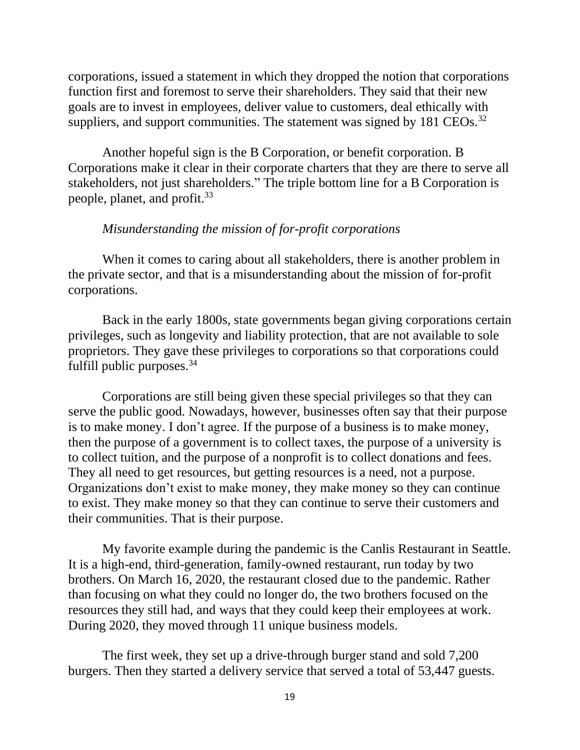corporations, issued a statement in which they dropped the notion that corporations function first and foremost to serve their shareholders. They said that their new goals are to invest in employees, deliver value to customers, deal ethically with suppliers, and support communities. The statement was signed by 181 CEOs.[32]

Another hopeful sign is the B Corporation, or benefit corporation. B Corporations make it clear in their corporate charters that they are there to serve all stakeholders, not just shareholders." The triple bottom line for a B Corporation is people, planet, and profit.[33]

*Misunderstanding the mission of for-profit corporations*

When it comes to caring about all stakeholders, there is another problem in the private sector, and that is a misunderstanding about the mission of for-profit corporations.

Back in the early 1800s, state governments began giving corporations certain privileges, such as longevity and liability protection, that are not available to sole proprietors. They gave these privileges to corporations so that corporations could fulfill public purposes.[34]

Corporations are still being given these special privileges so that they can serve the public good. Nowadays, however, businesses often say that their purpose is to make money. I don't agree. If the purpose of a business is to make money, then the purpose of a government is to collect taxes, the purpose of a university is to collect tuition, and the purpose of a nonprofit is to collect donations and fees. They all need to get resources, but getting resources is a need, not a purpose. Organizations don't exist to make money, they make money so they can continue to exist. They make money so that they can continue to serve their customers and their communities. That is their purpose.

My favorite example during the pandemic is the Canlis Restaurant in Seattle. It is a high-end, third-generation, family-owned restaurant, run today by two brothers. On March 16, 2020, the restaurant closed due to the pandemic. Rather than focusing on what they could no longer do, the two brothers focused on the resources they still had, and ways that they could keep their employees at work. During 2020, they moved through 11 unique business models.

The first week, they set up a drive-through burger stand and sold 7,200 burgers. Then they started a delivery service that served a total of 53,447 guests.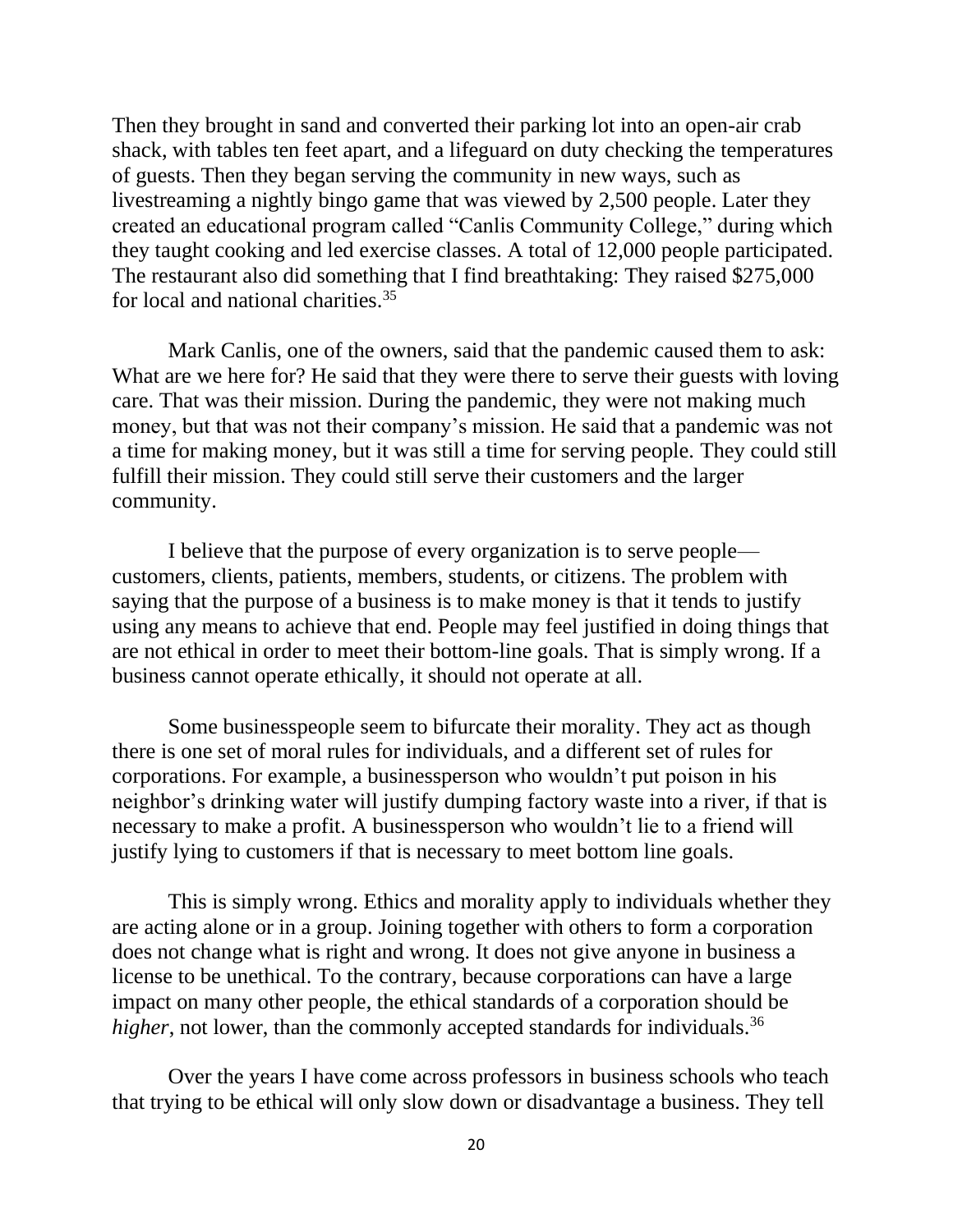Then they brought in sand and converted their parking lot into an open-air crab shack, with tables ten feet apart, and a lifeguard on duty checking the temperatures of guests. Then they began serving the community in new ways, such as livestreaming a nightly bingo game that was viewed by 2,500 people. Later they created an educational program called "Canlis Community College," during which they taught cooking and led exercise classes. A total of 12,000 people participated. The restaurant also did something that I find breathtaking: They raised $275,000 for local and national charities.[35]

Mark Canlis, one of the owners, said that the pandemic caused them to ask: What are we here for? He said that they were there to serve their guests with loving care. That was their mission. During the pandemic, they were not making much money, but that was not their company's mission. He said that a pandemic was not a time for making money, but it was still a time for serving people. They could still fulfill their mission. They could still serve their customers and the larger community.

I believe that the purpose of every organization is to serve people—customers, clients, patients, members, students, or citizens. The problem with saying that the purpose of a business is to make money is that it tends to justify using any means to achieve that end. People may feel justified in doing things that are not ethical in order to meet their bottom-line goals. That is simply wrong. If a business cannot operate ethically, it should not operate at all.

Some businesspeople seem to bifurcate their morality. They act as though there is one set of moral rules for individuals, and a different set of rules for corporations. For example, a businessperson who wouldn't put poison in his neighbor's drinking water will justify dumping factory waste into a river, if that is necessary to make a profit. A businessperson who wouldn't lie to a friend will justify lying to customers if that is necessary to meet bottom line goals.

This is simply wrong. Ethics and morality apply to individuals whether they are acting alone or in a group. Joining together with others to form a corporation does not change what is right and wrong. It does not give anyone in business a license to be unethical. To the contrary, because corporations can have a large impact on many other people, the ethical standards of a corporation should be *higher*, not lower, than the commonly accepted standards for individuals.[36]

Over the years I have come across professors in business schools who teach that trying to be ethical will only slow down or disadvantage a business. They tell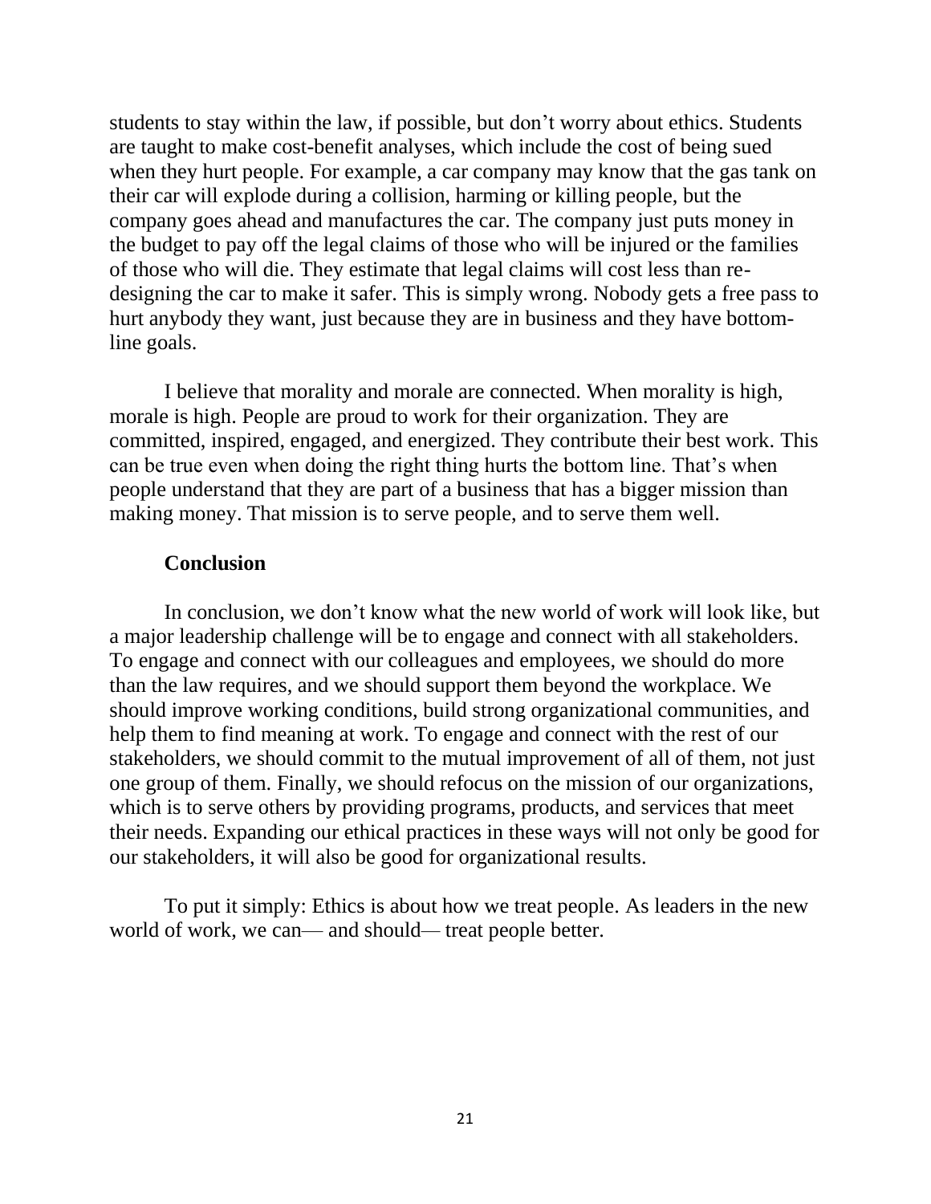students to stay within the law, if possible, but don’t worry about ethics. Students are taught to make cost-benefit analyses, which include the cost of being sued when they hurt people. For example, a car company may know that the gas tank on their car will explode during a collision, harming or killing people, but the company goes ahead and manufactures the car. The company just puts money in the budget to pay off the legal claims of those who will be injured or the families of those who will die. They estimate that legal claims will cost less than re-designing the car to make it safer. This is simply wrong. Nobody gets a free pass to hurt anybody they want, just because they are in business and they have bottom-line goals.

I believe that morality and morale are connected. When morality is high, morale is high. People are proud to work for their organization. They are committed, inspired, engaged, and energized. They contribute their best work. This can be true even when doing the right thing hurts the bottom line. That’s when people understand that they are part of a business that has a bigger mission than making money. That mission is to serve people, and to serve them well.

## Conclusion

In conclusion, we don’t know what the new world of work will look like, but a major leadership challenge will be to engage and connect with all stakeholders. To engage and connect with our colleagues and employees, we should do more than the law requires, and we should support them beyond the workplace. We should improve working conditions, build strong organizational communities, and help them to find meaning at work. To engage and connect with the rest of our stakeholders, we should commit to the mutual improvement of all of them, not just one group of them. Finally, we should refocus on the mission of our organizations, which is to serve others by providing programs, products, and services that meet their needs. Expanding our ethical practices in these ways will not only be good for our stakeholders, it will also be good for organizational results.

To put it simply: Ethics is about how we treat people. As leaders in the new world of work, we can— and should— treat people better.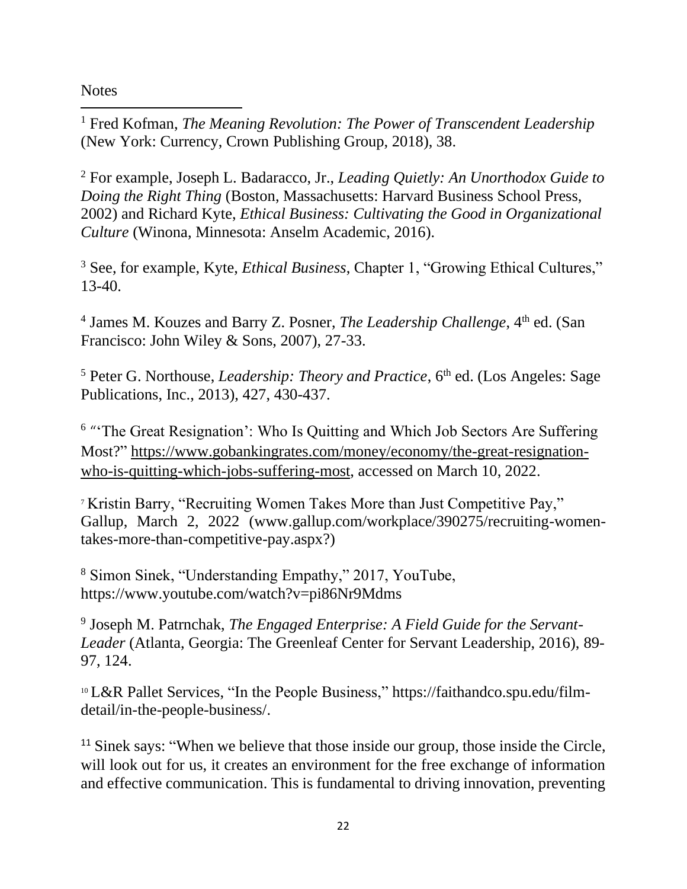Notes

[1] Fred Kofman, *The Meaning Revolution: The Power of Transcendent Leadership* (New York: Currency, Crown Publishing Group, 2018), 38.

[2] For example, Joseph L. Badaracco, Jr., *Leading Quietly: An Unorthodox Guide to Doing the Right Thing* (Boston, Massachusetts: Harvard Business School Press, 2002) and Richard Kyte, *Ethical Business: Cultivating the Good in Organizational Culture* (Winona, Minnesota: Anselm Academic, 2016).

[3] See, for example, Kyte, *Ethical Business*, Chapter 1, "Growing Ethical Cultures," 13-40.

[4] James M. Kouzes and Barry Z. Posner, *The Leadership Challenge*, 4th ed. (San Francisco: John Wiley & Sons, 2007), 27-33.

[5] Peter G. Northouse, *Leadership: Theory and Practice*, 6th ed. (Los Angeles: Sage Publications, Inc., 2013), 427, 430-437.

[6] "'The Great Resignation': Who Is Quitting and Which Job Sectors Are Suffering Most?" https://www.gobankingrates.com/money/economy/the-great-resignation-who-is-quitting-which-jobs-suffering-most, accessed on March 10, 2022.

[7] Kristin Barry, "Recruiting Women Takes More than Just Competitive Pay," Gallup, March 2, 2022 (www.gallup.com/workplace/390275/recruiting-women-takes-more-than-competitive-pay.aspx?)

[8] Simon Sinek, "Understanding Empathy," 2017, YouTube, https://www.youtube.com/watch?v=pi86Nr9Mdms

[9] Joseph M. Patrnchak, *The Engaged Enterprise: A Field Guide for the Servant-Leader* (Atlanta, Georgia: The Greenleaf Center for Servant Leadership, 2016), 89-97, 124.

[10] L&R Pallet Services, "In the People Business," https://faithandco.spu.edu/film-detail/in-the-people-business/.

[11] Sinek says: "When we believe that those inside our group, those inside the Circle, will look out for us, it creates an environment for the free exchange of information and effective communication. This is fundamental to driving innovation, preventing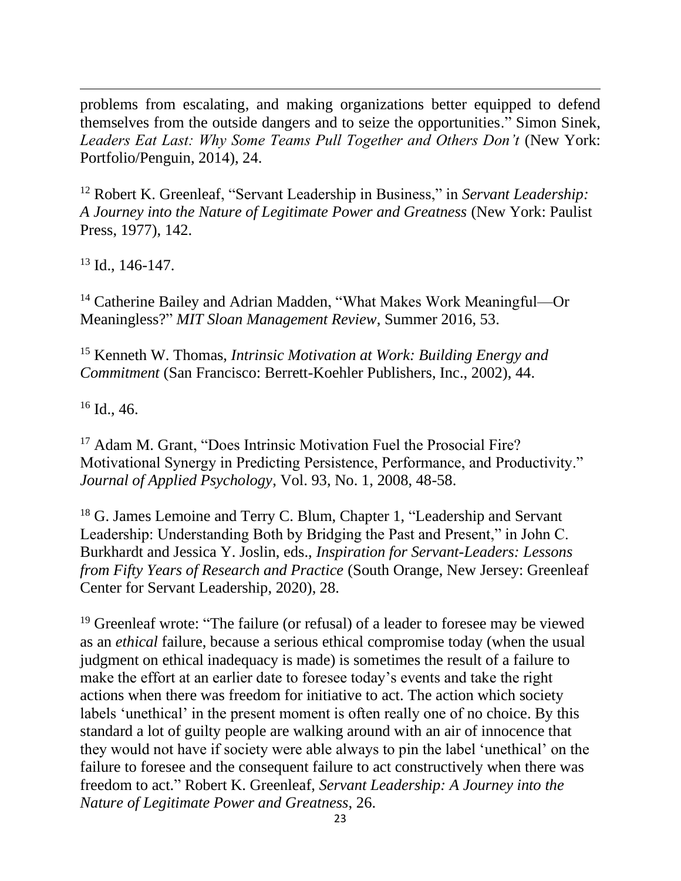problems from escalating, and making organizations better equipped to defend themselves from the outside dangers and to seize the opportunities." Simon Sinek, *Leaders Eat Last: Why Some Teams Pull Together and Others Don't* (New York: Portfolio/Penguin, 2014), 24.

[12] Robert K. Greenleaf, "Servant Leadership in Business," in *Servant Leadership: A Journey into the Nature of Legitimate Power and Greatness* (New York: Paulist Press, 1977), 142.

[13] Id., 146-147.

[14] Catherine Bailey and Adrian Madden, "What Makes Work Meaningful—Or Meaningless?" *MIT Sloan Management Review*, Summer 2016, 53.

[15] Kenneth W. Thomas, *Intrinsic Motivation at Work: Building Energy and Commitment* (San Francisco: Berrett-Koehler Publishers, Inc., 2002), 44.

[16] Id., 46.

[17] Adam M. Grant, "Does Intrinsic Motivation Fuel the Prosocial Fire? Motivational Synergy in Predicting Persistence, Performance, and Productivity." *Journal of Applied Psychology*, Vol. 93, No. 1, 2008, 48-58.

[18] G. James Lemoine and Terry C. Blum, Chapter 1, "Leadership and Servant Leadership: Understanding Both by Bridging the Past and Present," in John C. Burkhardt and Jessica Y. Joslin, eds., *Inspiration for Servant-Leaders: Lessons from Fifty Years of Research and Practice* (South Orange, New Jersey: Greenleaf Center for Servant Leadership, 2020), 28.

[19] Greenleaf wrote: "The failure (or refusal) of a leader to foresee may be viewed as an *ethical* failure, because a serious ethical compromise today (when the usual judgment on ethical inadequacy is made) is sometimes the result of a failure to make the effort at an earlier date to foresee today's events and take the right actions when there was freedom for initiative to act. The action which society labels 'unethical' in the present moment is often really one of no choice. By this standard a lot of guilty people are walking around with an air of innocence that they would not have if society were able always to pin the label 'unethical' on the failure to foresee and the consequent failure to act constructively when there was freedom to act." Robert K. Greenleaf, *Servant Leadership: A Journey into the Nature of Legitimate Power and Greatness*, 26.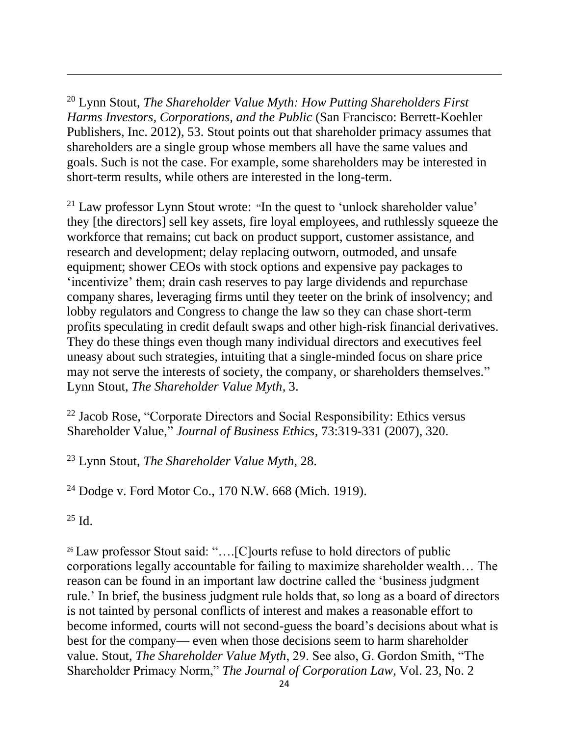[20] Lynn Stout, *The Shareholder Value Myth: How Putting Shareholders First Harms Investors, Corporations, and the Public* (San Francisco: Berrett-Koehler Publishers, Inc. 2012), 53. Stout points out that shareholder primacy assumes that shareholders are a single group whose members all have the same values and goals. Such is not the case. For example, some shareholders may be interested in short-term results, while others are interested in the long-term.

[21] Law professor Lynn Stout wrote: "In the quest to 'unlock shareholder value' they [the directors] sell key assets, fire loyal employees, and ruthlessly squeeze the workforce that remains; cut back on product support, customer assistance, and research and development; delay replacing outworn, outmoded, and unsafe equipment; shower CEOs with stock options and expensive pay packages to 'incentivize' them; drain cash reserves to pay large dividends and repurchase company shares, leveraging firms until they teeter on the brink of insolvency; and lobby regulators and Congress to change the law so they can chase short-term profits speculating in credit default swaps and other high-risk financial derivatives. They do these things even though many individual directors and executives feel uneasy about such strategies, intuiting that a single-minded focus on share price may not serve the interests of society, the company, or shareholders themselves." Lynn Stout, *The Shareholder Value Myth*, 3.

[22] Jacob Rose, "Corporate Directors and Social Responsibility: Ethics versus Shareholder Value," *Journal of Business Ethics*, 73:319-331 (2007), 320.

[23] Lynn Stout, *The Shareholder Value Myth,* 28.

[24] Dodge v. Ford Motor Co., 170 N.W. 668 (Mich. 1919).

[25] Id.

[26] Law professor Stout said: "….[C]ourts refuse to hold directors of public corporations legally accountable for failing to maximize shareholder wealth… The reason can be found in an important law doctrine called the 'business judgment rule.' In brief, the business judgment rule holds that, so long as a board of directors is not tainted by personal conflicts of interest and makes a reasonable effort to become informed, courts will not second-guess the board's decisions about what is best for the company— even when those decisions seem to harm shareholder value. Stout, *The Shareholder Value Myth*, 29. See also, G. Gordon Smith, "The Shareholder Primacy Norm," *The Journal of Corporation Law*, Vol. 23, No. 2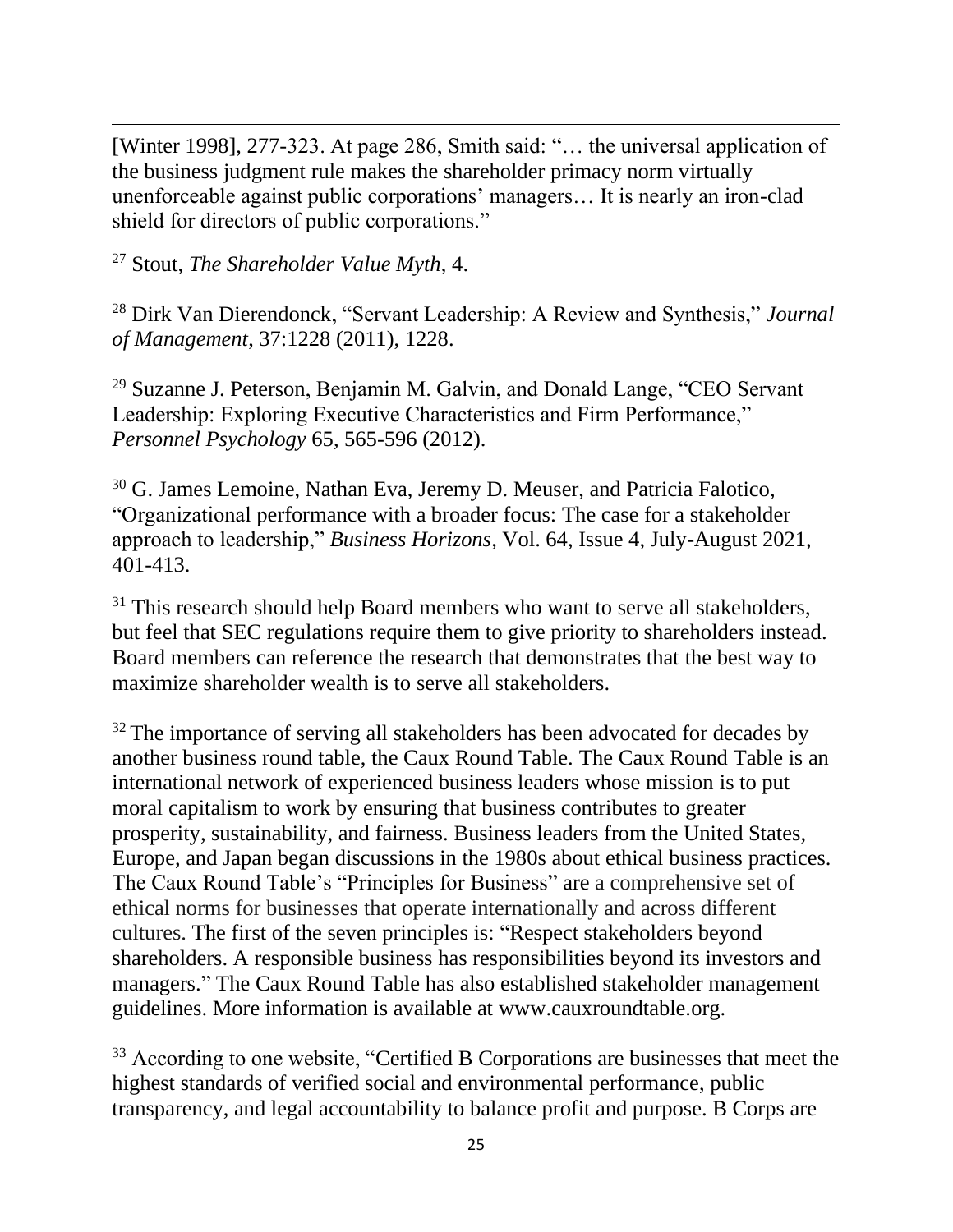[Winter 1998], 277-323. At page 286, Smith said: "… the universal application of the business judgment rule makes the shareholder primacy norm virtually unenforceable against public corporations' managers… It is nearly an iron-clad shield for directors of public corporations."

[27] Stout, *The Shareholder Value Myth*, 4.

[28] Dirk Van Dierendonck, "Servant Leadership: A Review and Synthesis," *Journal of Management*, 37:1228 (2011), 1228.

[29] Suzanne J. Peterson, Benjamin M. Galvin, and Donald Lange, "CEO Servant Leadership: Exploring Executive Characteristics and Firm Performance," *Personnel Psychology* 65, 565-596 (2012).

[30] G. James Lemoine, Nathan Eva, Jeremy D. Meuser, and Patricia Falotico, "Organizational performance with a broader focus: The case for a stakeholder approach to leadership," *Business Horizons*, Vol. 64, Issue 4, July-August 2021, 401-413.

[31] This research should help Board members who want to serve all stakeholders, but feel that SEC regulations require them to give priority to shareholders instead. Board members can reference the research that demonstrates that the best way to maximize shareholder wealth is to serve all stakeholders.

[32] The importance of serving all stakeholders has been advocated for decades by another business round table, the Caux Round Table. The Caux Round Table is an international network of experienced business leaders whose mission is to put moral capitalism to work by ensuring that business contributes to greater prosperity, sustainability, and fairness. Business leaders from the United States, Europe, and Japan began discussions in the 1980s about ethical business practices. The Caux Round Table's "Principles for Business" are a comprehensive set of ethical norms for businesses that operate internationally and across different cultures. The first of the seven principles is: "Respect stakeholders beyond shareholders. A responsible business has responsibilities beyond its investors and managers." The Caux Round Table has also established stakeholder management guidelines. More information is available at www.cauxroundtable.org.

[33] According to one website, "Certified B Corporations are businesses that meet the highest standards of verified social and environmental performance, public transparency, and legal accountability to balance profit and purpose. B Corps are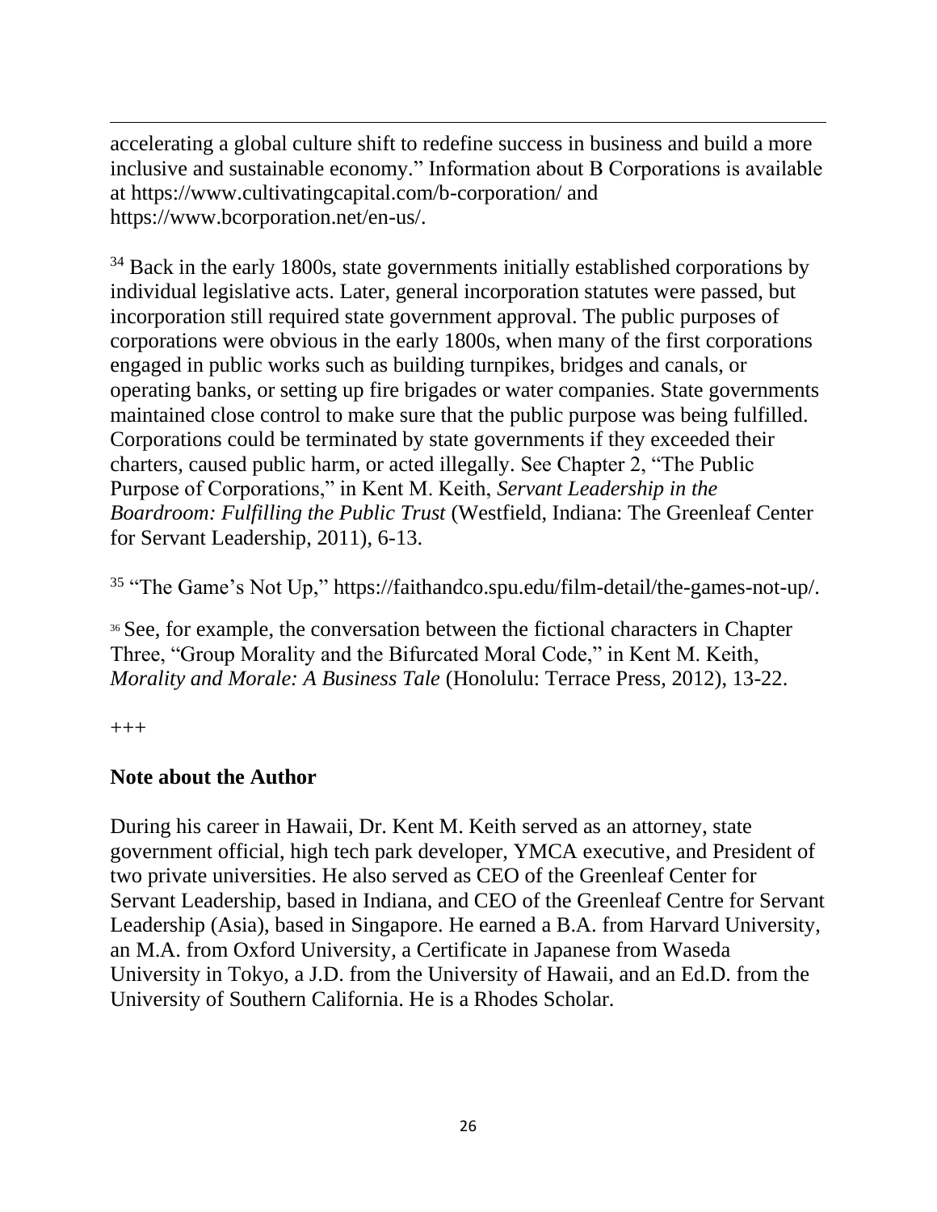accelerating a global culture shift to redefine success in business and build a more inclusive and sustainable economy." Information about B Corporations is available at https://www.cultivatingcapital.com/b-corporation/ and https://www.bcorporation.net/en-us/.

[34] Back in the early 1800s, state governments initially established corporations by individual legislative acts. Later, general incorporation statutes were passed, but incorporation still required state government approval. The public purposes of corporations were obvious in the early 1800s, when many of the first corporations engaged in public works such as building turnpikes, bridges and canals, or operating banks, or setting up fire brigades or water companies. State governments maintained close control to make sure that the public purpose was being fulfilled. Corporations could be terminated by state governments if they exceeded their charters, caused public harm, or acted illegally. See Chapter 2, "The Public Purpose of Corporations," in Kent M. Keith, *Servant Leadership in the Boardroom: Fulfilling the Public Trust* (Westfield, Indiana: The Greenleaf Center for Servant Leadership, 2011), 6-13.

[35] "The Game's Not Up," https://faithandco.spu.edu/film-detail/the-games-not-up/.

[36] See, for example, the conversation between the fictional characters in Chapter Three, "Group Morality and the Bifurcated Moral Code," in Kent M. Keith, *Morality and Morale: A Business Tale* (Honolulu: Terrace Press, 2012), 13-22.

+++

**Note about the Author**

During his career in Hawaii, Dr. Kent M. Keith served as an attorney, state government official, high tech park developer, YMCA executive, and President of two private universities. He also served as CEO of the Greenleaf Center for Servant Leadership, based in Indiana, and CEO of the Greenleaf Centre for Servant Leadership (Asia), based in Singapore. He earned a B.A. from Harvard University, an M.A. from Oxford University, a Certificate in Japanese from Waseda University in Tokyo, a J.D. from the University of Hawaii, and an Ed.D. from the University of Southern California. He is a Rhodes Scholar.